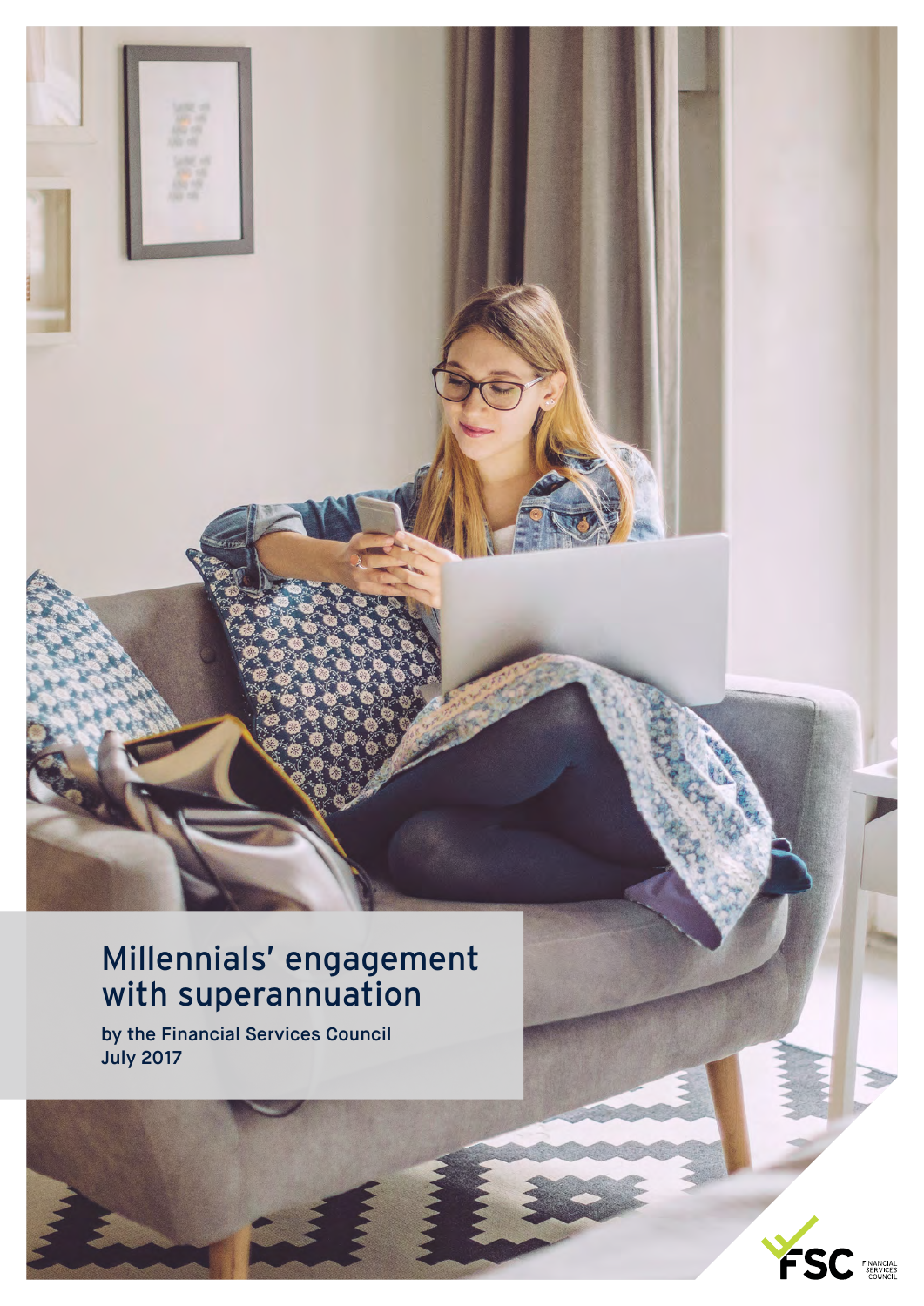# Millennials' engagement with superannuation

**by the Financial Services Council**
**July 2017**

FSC FINANCIAL SERVICES COUNCIL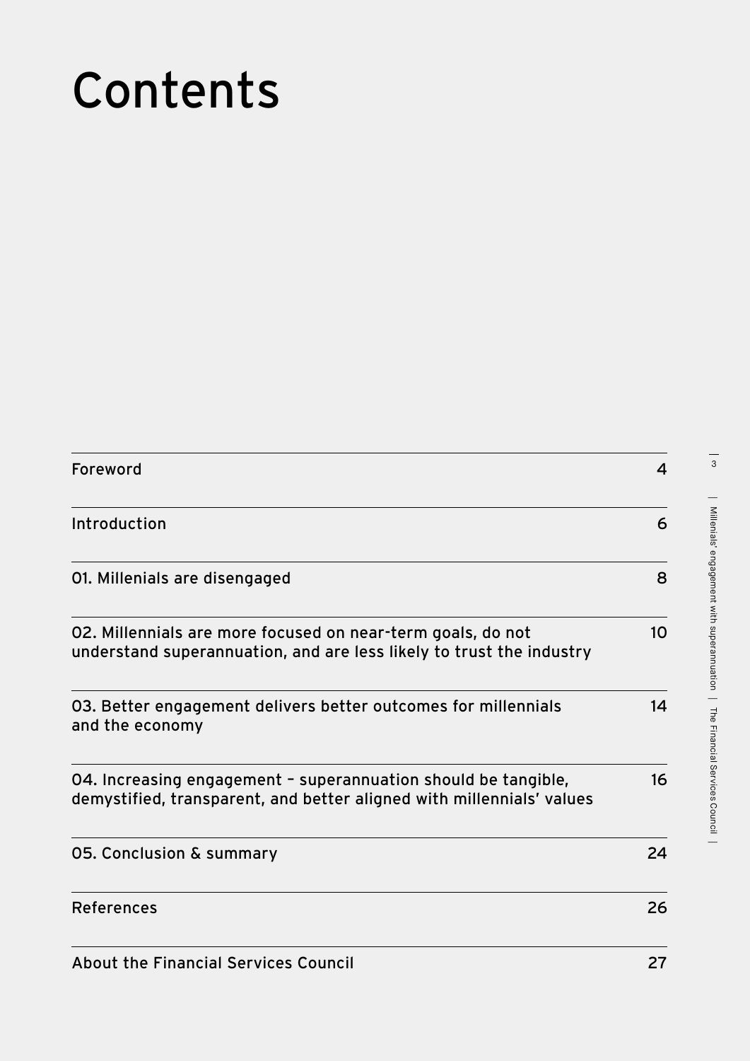# Contents

| | |
|---|---|
| Foreword | 4 |
| Introduction | 6 |
| 01. Millenials are disengaged | 8 |
| 02. Millennials are more focused on near-term goals, do not understand superannuation, and are less likely to trust the industry | 10 |
| 03. Better engagement delivers better outcomes for millennials and the economy | 14 |
| 04. Increasing engagement – superannuation should be tangible, demystified, transparent, and better aligned with millennials' values | 16 |
| 05. Conclusion & summary | 24 |
| References | 26 |
| About the Financial Services Council | 27 |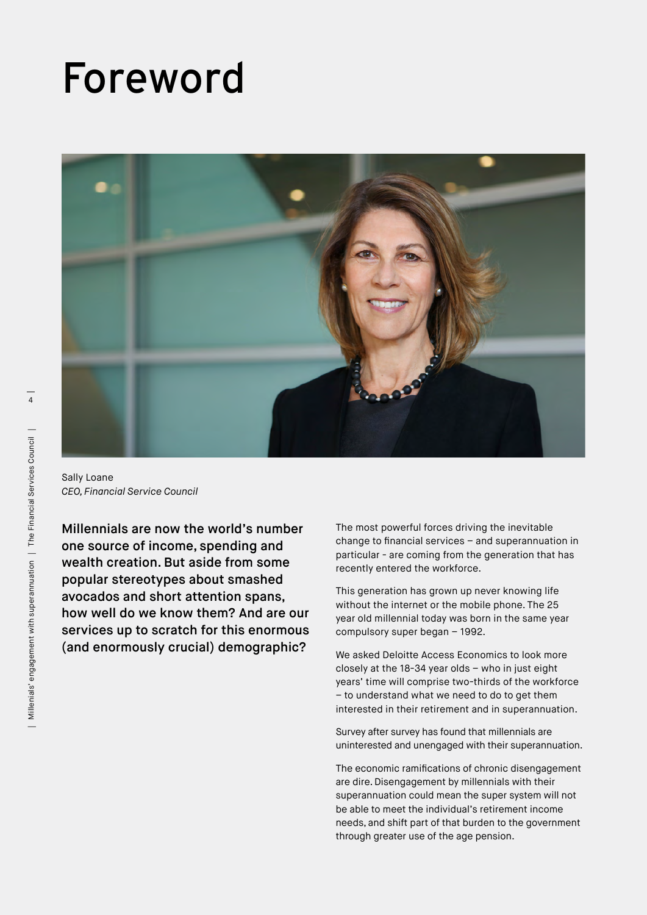# Foreword

Sally Loane
*CEO, Financial Service Council*

**Millennials are now the world's number one source of income, spending and wealth creation. But aside from some popular stereotypes about smashed avocados and short attention spans, how well do we know them? And are our services up to scratch for this enormous (and enormously crucial) demographic?**

The most powerful forces driving the inevitable change to financial services – and superannuation in particular - are coming from the generation that has recently entered the workforce.

This generation has grown up never knowing life without the internet or the mobile phone. The 25 year old millennial today was born in the same year compulsory super began – 1992.

We asked Deloitte Access Economics to look more closely at the 18-34 year olds – who in just eight years' time will comprise two-thirds of the workforce – to understand what we need to do to get them interested in their retirement and in superannuation.

Survey after survey has found that millennials are uninterested and unengaged with their superannuation.

The economic ramifications of chronic disengagement are dire. Disengagement by millennials with their superannuation could mean the super system will not be able to meet the individual's retirement income needs, and shift part of that burden to the government through greater use of the age pension.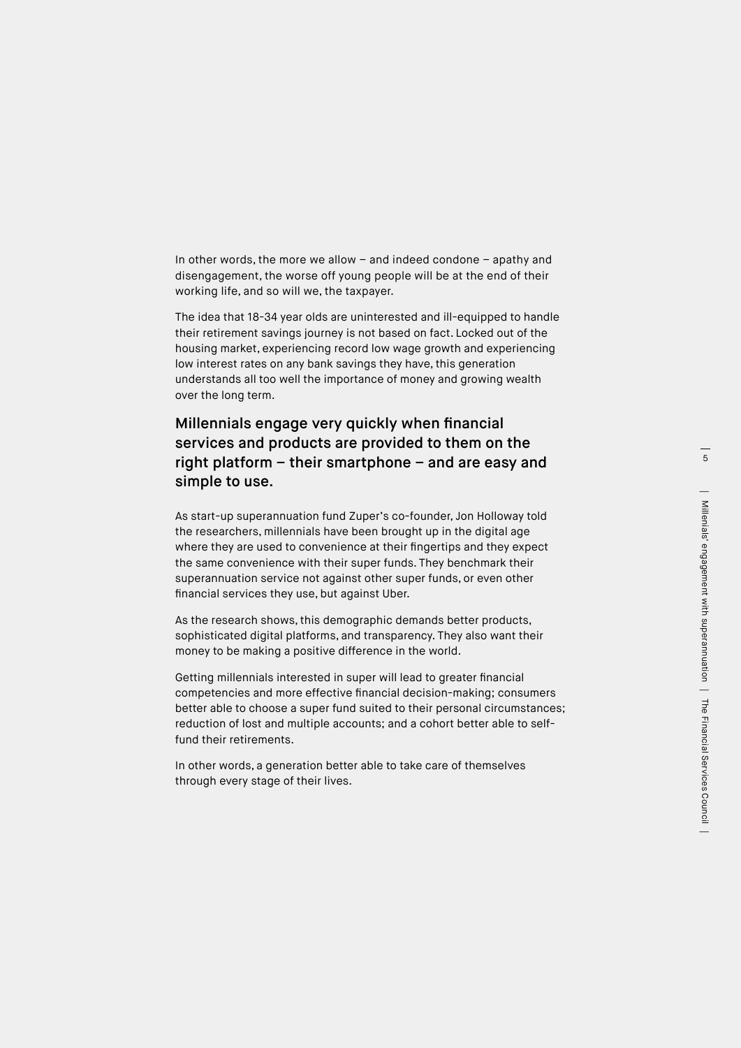In other words, the more we allow – and indeed condone – apathy and disengagement, the worse off young people will be at the end of their working life, and so will we, the taxpayer.

The idea that 18-34 year olds are uninterested and ill-equipped to handle their retirement savings journey is not based on fact. Locked out of the housing market, experiencing record low wage growth and experiencing low interest rates on any bank savings they have, this generation understands all too well the importance of money and growing wealth over the long term.

## Millennials engage very quickly when financial services and products are provided to them on the right platform – their smartphone – and are easy and simple to use.

As start-up superannuation fund Zuper's co-founder, Jon Holloway told the researchers, millennials have been brought up in the digital age where they are used to convenience at their fingertips and they expect the same convenience with their super funds. They benchmark their superannuation service not against other super funds, or even other financial services they use, but against Uber.

As the research shows, this demographic demands better products, sophisticated digital platforms, and transparency. They also want their money to be making a positive difference in the world.

Getting millennials interested in super will lead to greater financial competencies and more effective financial decision-making; consumers better able to choose a super fund suited to their personal circumstances; reduction of lost and multiple accounts; and a cohort better able to self-fund their retirements.

In other words, a generation better able to take care of themselves through every stage of their lives.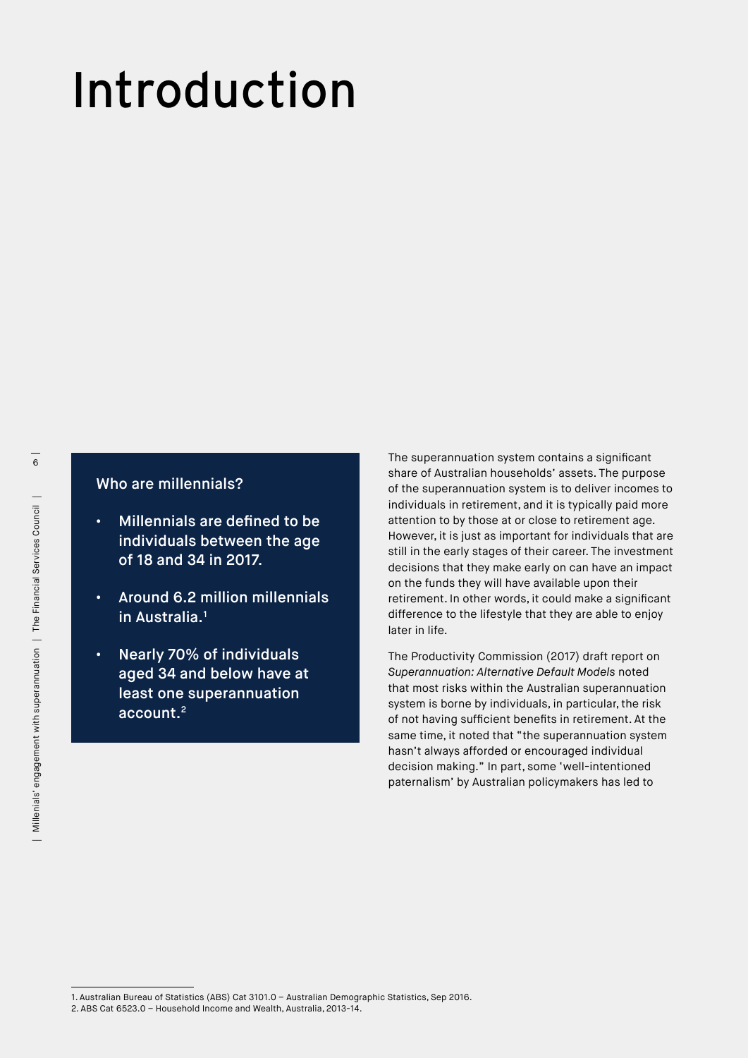# Introduction

### Who are millennials?

- **Millennials are defined to be individuals between the age of 18 and 34 in 2017.**
- **Around 6.2 million millennials in Australia.[1]**
- **Nearly 70% of individuals aged 34 and below have at least one superannuation account.[2]**

The superannuation system contains a significant share of Australian households' assets. The purpose of the superannuation system is to deliver incomes to individuals in retirement, and it is typically paid more attention to by those at or close to retirement age. However, it is just as important for individuals that are still in the early stages of their career. The investment decisions that they make early on can have an impact on the funds they will have available upon their retirement. In other words, it could make a significant difference to the lifestyle that they are able to enjoy later in life.

The Productivity Commission (2017) draft report on *Superannuation: Alternative Default Models* noted that most risks within the Australian superannuation system is borne by individuals, in particular, the risk of not having sufficient benefits in retirement. At the same time, it noted that "the superannuation system hasn't always afforded or encouraged individual decision making." In part, some 'well-intentioned paternalism' by Australian policymakers has led to

1. Australian Bureau of Statistics (ABS) Cat 3101.0 – Australian Demographic Statistics, Sep 2016.
2. ABS Cat 6523.0 – Household Income and Wealth, Australia, 2013-14.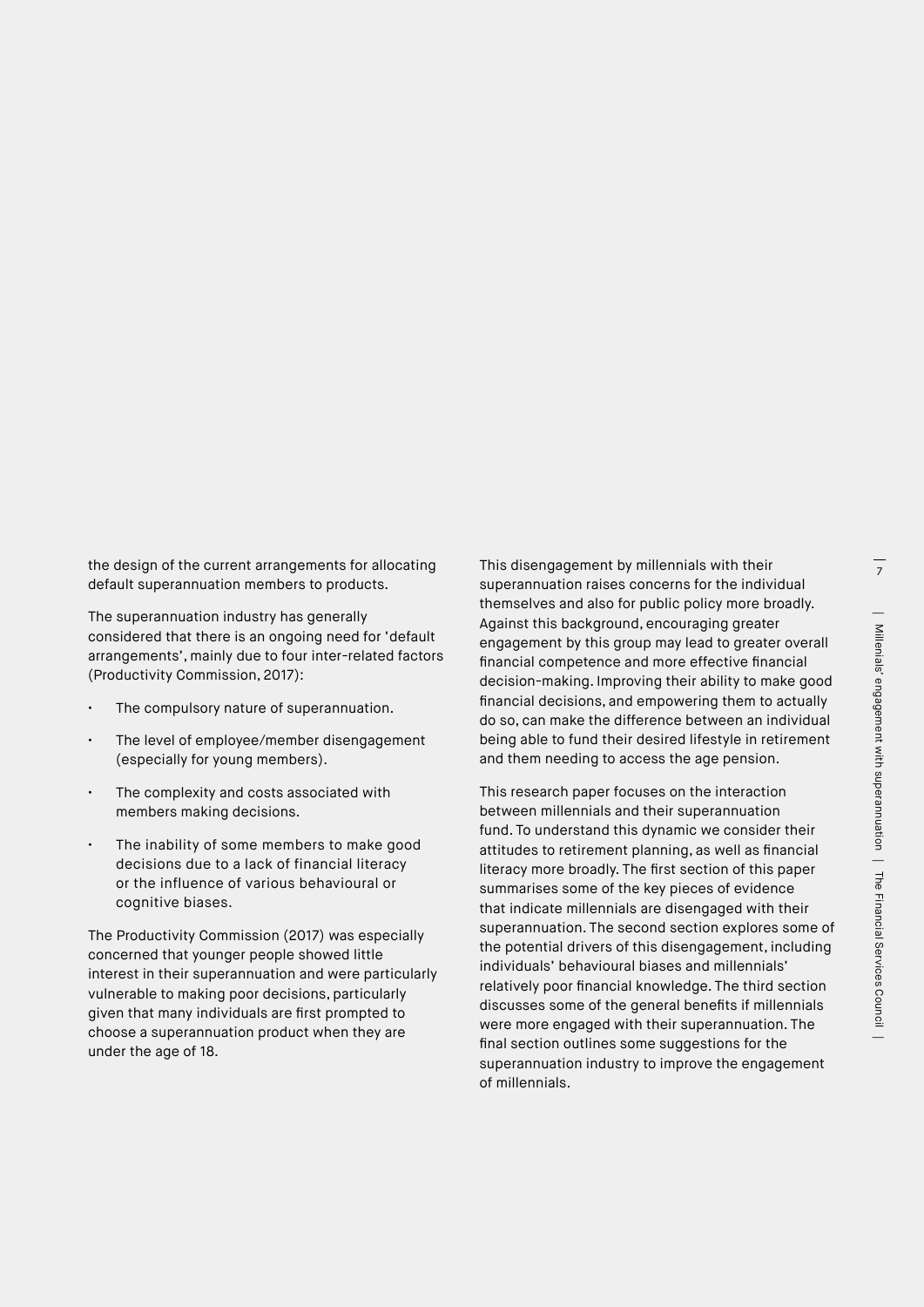the design of the current arrangements for allocating default superannuation members to products.

The superannuation industry has generally considered that there is an ongoing need for 'default arrangements', mainly due to four inter-related factors (Productivity Commission, 2017):

- The compulsory nature of superannuation.
- The level of employee/member disengagement (especially for young members).
- The complexity and costs associated with members making decisions.
- The inability of some members to make good decisions due to a lack of financial literacy or the influence of various behavioural or cognitive biases.

The Productivity Commission (2017) was especially concerned that younger people showed little interest in their superannuation and were particularly vulnerable to making poor decisions, particularly given that many individuals are first prompted to choose a superannuation product when they are under the age of 18.

This disengagement by millennials with their superannuation raises concerns for the individual themselves and also for public policy more broadly. Against this background, encouraging greater engagement by this group may lead to greater overall financial competence and more effective financial decision-making. Improving their ability to make good financial decisions, and empowering them to actually do so, can make the difference between an individual being able to fund their desired lifestyle in retirement and them needing to access the age pension.

This research paper focuses on the interaction between millennials and their superannuation fund. To understand this dynamic we consider their attitudes to retirement planning, as well as financial literacy more broadly. The first section of this paper summarises some of the key pieces of evidence that indicate millennials are disengaged with their superannuation. The second section explores some of the potential drivers of this disengagement, including individuals' behavioural biases and millennials' relatively poor financial knowledge. The third section discusses some of the general benefits if millennials were more engaged with their superannuation. The final section outlines some suggestions for the superannuation industry to improve the engagement of millennials.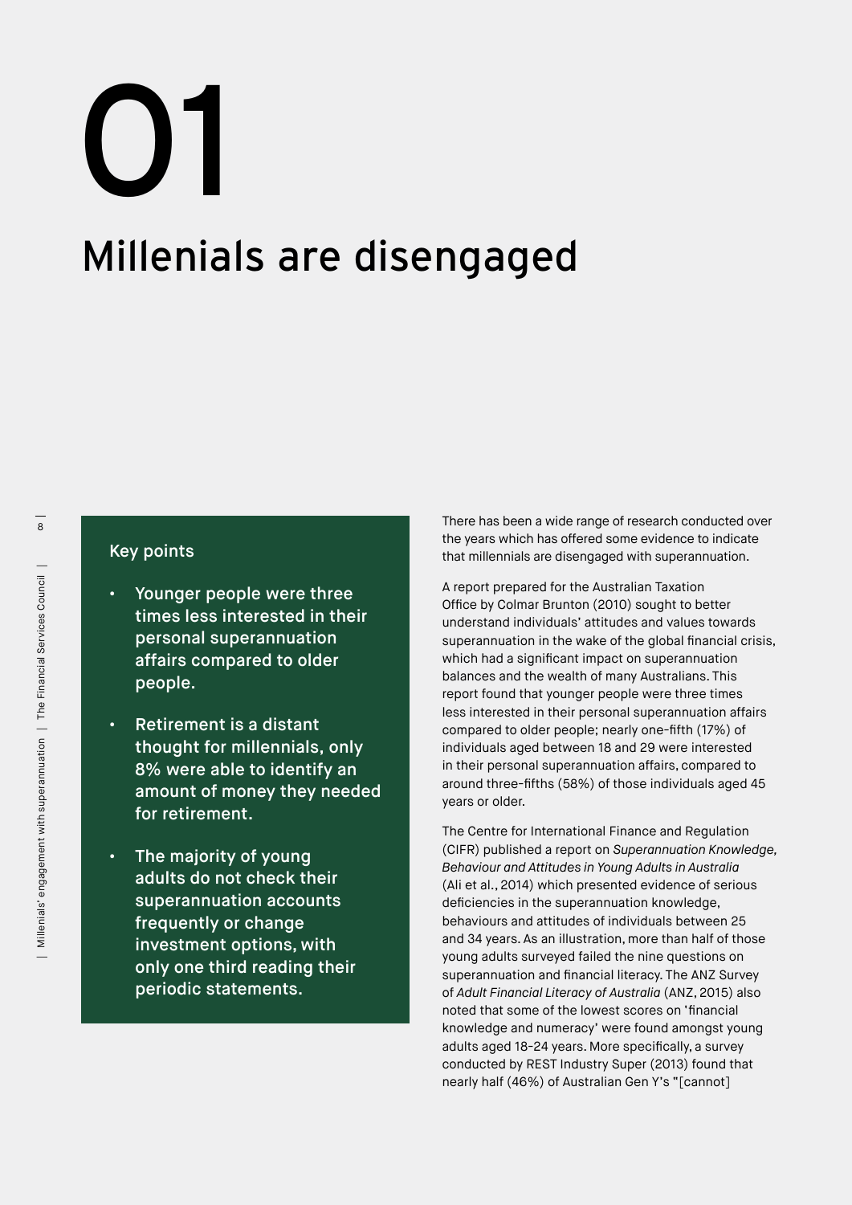# 01

# Millenials are disengaged

### Key points

- **Younger people were three times less interested in their personal superannuation affairs compared to older people.**
- **Retirement is a distant thought for millennials, only 8% were able to identify an amount of money they needed for retirement.**
- **The majority of young adults do not check their superannuation accounts frequently or change investment options, with only one third reading their periodic statements.**

There has been a wide range of research conducted over the years which has offered some evidence to indicate that millennials are disengaged with superannuation.

A report prepared for the Australian Taxation Office by Colmar Brunton (2010) sought to better understand individuals' attitudes and values towards superannuation in the wake of the global financial crisis, which had a significant impact on superannuation balances and the wealth of many Australians. This report found that younger people were three times less interested in their personal superannuation affairs compared to older people; nearly one-fifth (17%) of individuals aged between 18 and 29 were interested in their personal superannuation affairs, compared to around three-fifths (58%) of those individuals aged 45 years or older.

The Centre for International Finance and Regulation (CIFR) published a report on *Superannuation Knowledge, Behaviour and Attitudes in Young Adults in Australia* (Ali et al., 2014) which presented evidence of serious deficiencies in the superannuation knowledge, behaviours and attitudes of individuals between 25 and 34 years. As an illustration, more than half of those young adults surveyed failed the nine questions on superannuation and financial literacy. The ANZ Survey of *Adult Financial Literacy of Australia* (ANZ, 2015) also noted that some of the lowest scores on 'financial knowledge and numeracy' were found amongst young adults aged 18-24 years. More specifically, a survey conducted by REST Industry Super (2013) found that nearly half (46%) of Australian Gen Y's "[cannot]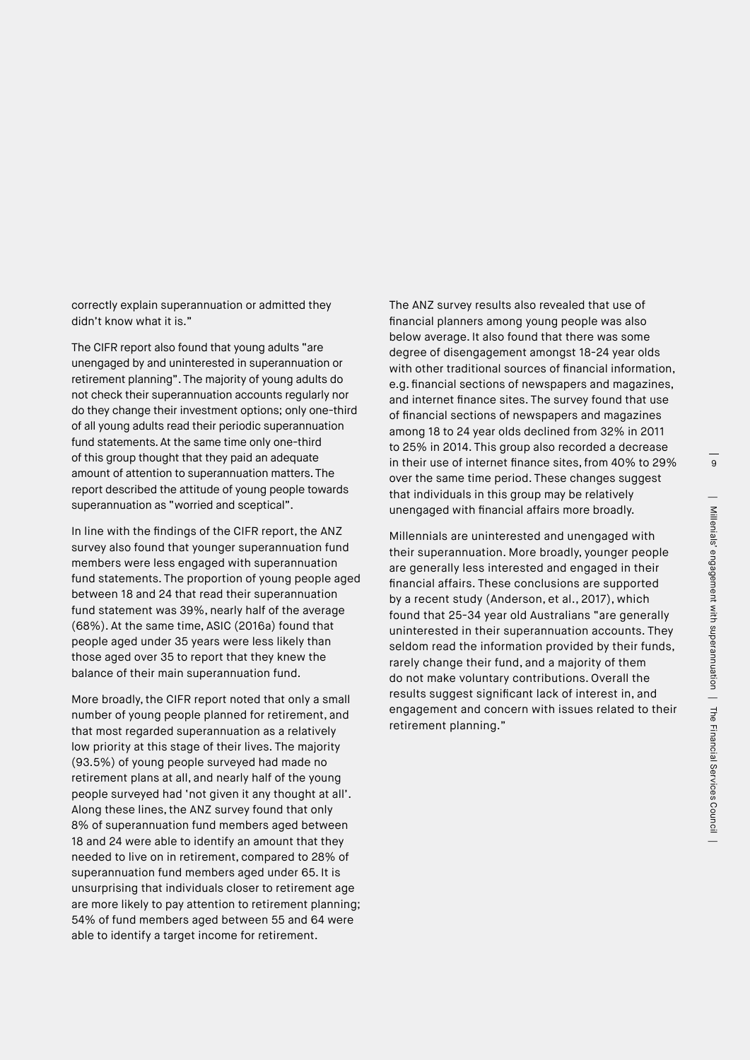correctly explain superannuation or admitted they didn't know what it is."

The CIFR report also found that young adults "are unengaged by and uninterested in superannuation or retirement planning". The majority of young adults do not check their superannuation accounts regularly nor do they change their investment options; only one-third of all young adults read their periodic superannuation fund statements. At the same time only one-third of this group thought that they paid an adequate amount of attention to superannuation matters. The report described the attitude of young people towards superannuation as "worried and sceptical".

In line with the findings of the CIFR report, the ANZ survey also found that younger superannuation fund members were less engaged with superannuation fund statements. The proportion of young people aged between 18 and 24 that read their superannuation fund statement was 39%, nearly half of the average (68%). At the same time, ASIC (2016a) found that people aged under 35 years were less likely than those aged over 35 to report that they knew the balance of their main superannuation fund.

More broadly, the CIFR report noted that only a small number of young people planned for retirement, and that most regarded superannuation as a relatively low priority at this stage of their lives. The majority (93.5%) of young people surveyed had made no retirement plans at all, and nearly half of the young people surveyed had 'not given it any thought at all'. Along these lines, the ANZ survey found that only 8% of superannuation fund members aged between 18 and 24 were able to identify an amount that they needed to live on in retirement, compared to 28% of superannuation fund members aged under 65. It is unsurprising that individuals closer to retirement age are more likely to pay attention to retirement planning; 54% of fund members aged between 55 and 64 were able to identify a target income for retirement.

The ANZ survey results also revealed that use of financial planners among young people was also below average. It also found that there was some degree of disengagement amongst 18-24 year olds with other traditional sources of financial information, e.g. financial sections of newspapers and magazines, and internet finance sites. The survey found that use of financial sections of newspapers and magazines among 18 to 24 year olds declined from 32% in 2011 to 25% in 2014. This group also recorded a decrease in their use of internet finance sites, from 40% to 29% over the same time period. These changes suggest that individuals in this group may be relatively unengaged with financial affairs more broadly.

Millennials are uninterested and unengaged with their superannuation. More broadly, younger people are generally less interested and engaged in their financial affairs. These conclusions are supported by a recent study (Anderson, et al., 2017), which found that 25-34 year old Australians "are generally uninterested in their superannuation accounts. They seldom read the information provided by their funds, rarely change their fund, and a majority of them do not make voluntary contributions. Overall the results suggest significant lack of interest in, and engagement and concern with issues related to their retirement planning."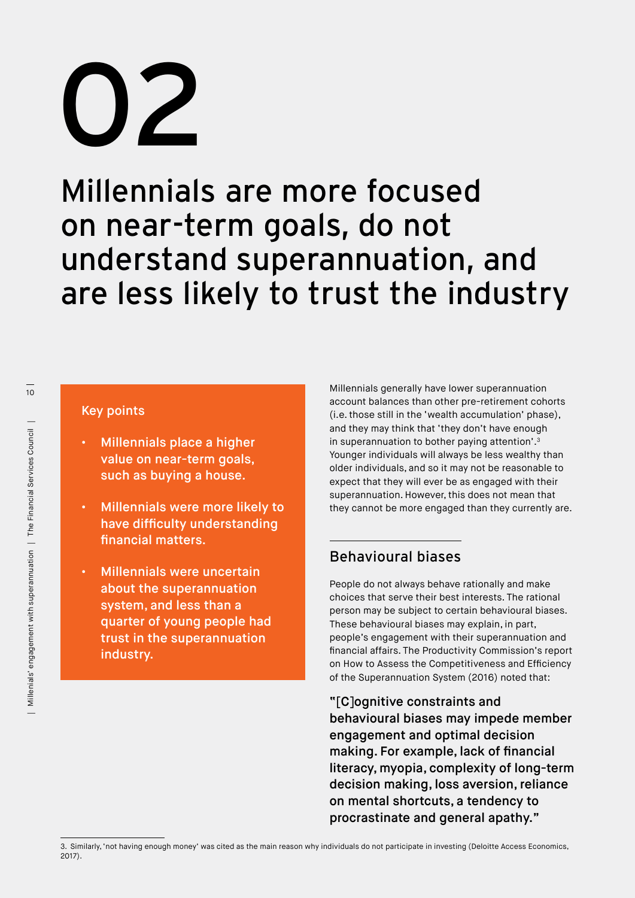// 02

# Millennials are more focused on near-term goals, do not understand superannuation, and are less likely to trust the industry

**Key points**

- **Millennials place a higher value on near-term goals, such as buying a house.**
- **Millennials were more likely to have difficulty understanding financial matters.**
- **Millennials were uncertain about the superannuation system, and less than a quarter of young people had trust in the superannuation industry.**

Millennials generally have lower superannuation account balances than other pre-retirement cohorts (i.e. those still in the 'wealth accumulation' phase), and they may think that 'they don't have enough in superannuation to bother paying attention'.[3] Younger individuals will always be less wealthy than older individuals, and so it may not be reasonable to expect that they will ever be as engaged with their superannuation. However, this does not mean that they cannot be more engaged than they currently are.

## Behavioural biases

People do not always behave rationally and make choices that serve their best interests. The rational person may be subject to certain behavioural biases. These behavioural biases may explain, in part, people's engagement with their superannuation and financial affairs. The Productivity Commission's report on How to Assess the Competitiveness and Efficiency of the Superannuation System (2016) noted that:

> **"[C]ognitive constraints and behavioural biases may impede member engagement and optimal decision making. For example, lack of financial literacy, myopia, complexity of long-term decision making, loss aversion, reliance on mental shortcuts, a tendency to procrastinate and general apathy."**

3. Similarly, 'not having enough money' was cited as the main reason why individuals do not participate in investing (Deloitte Access Economics, 2017).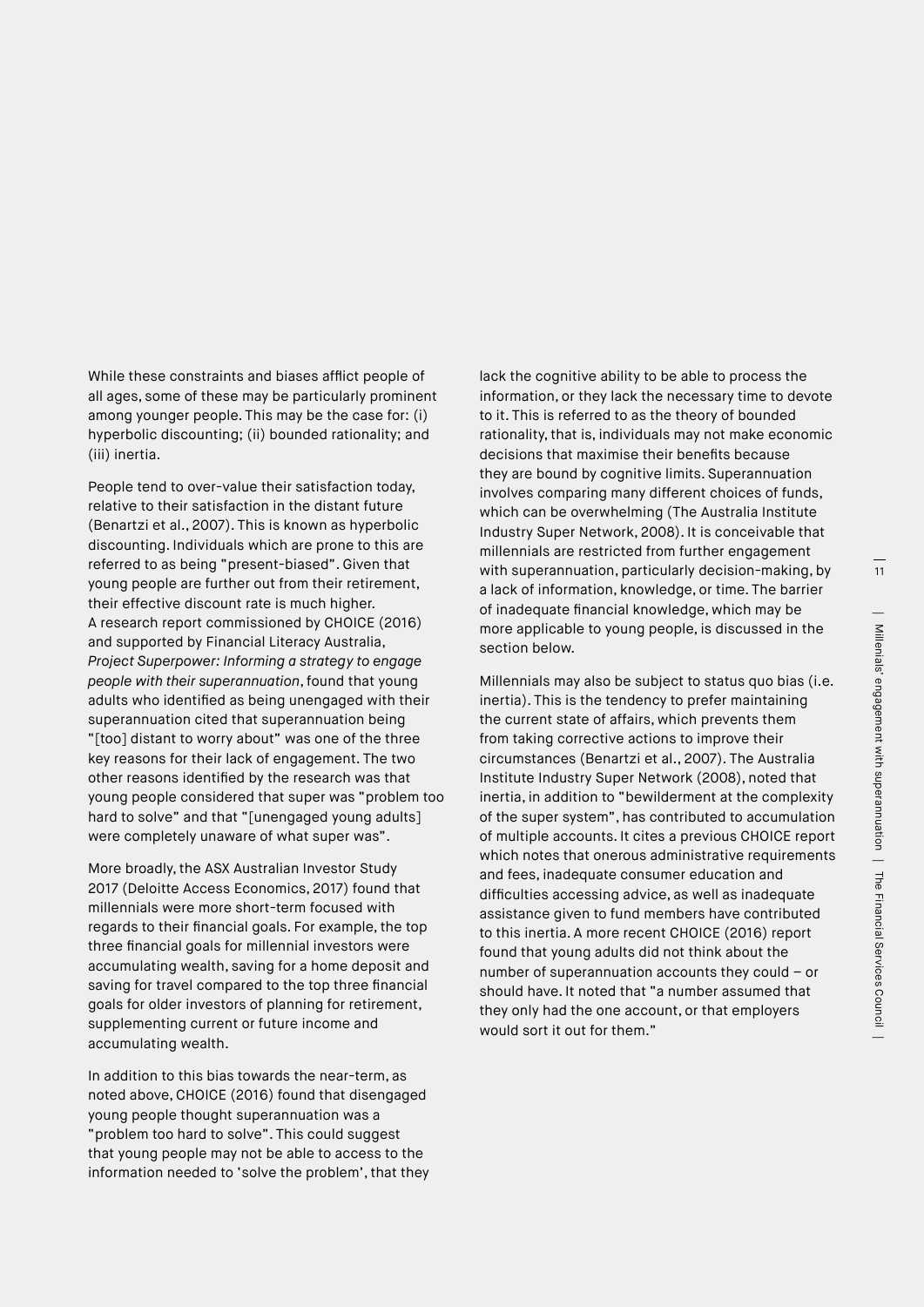While these constraints and biases afflict people of all ages, some of these may be particularly prominent among younger people. This may be the case for: (i) hyperbolic discounting; (ii) bounded rationality; and (iii) inertia.

People tend to over-value their satisfaction today, relative to their satisfaction in the distant future (Benartzi et al., 2007). This is known as hyperbolic discounting. Individuals which are prone to this are referred to as being "present-biased". Given that young people are further out from their retirement, their effective discount rate is much higher. A research report commissioned by CHOICE (2016) and supported by Financial Literacy Australia, *Project Superpower: Informing a strategy to engage people with their superannuation*, found that young adults who identified as being unengaged with their superannuation cited that superannuation being "[too] distant to worry about" was one of the three key reasons for their lack of engagement. The two other reasons identified by the research was that young people considered that super was "problem too hard to solve" and that "[unengaged young adults] were completely unaware of what super was".

More broadly, the ASX Australian Investor Study 2017 (Deloitte Access Economics, 2017) found that millennials were more short-term focused with regards to their financial goals. For example, the top three financial goals for millennial investors were accumulating wealth, saving for a home deposit and saving for travel compared to the top three financial goals for older investors of planning for retirement, supplementing current or future income and accumulating wealth.

In addition to this bias towards the near-term, as noted above, CHOICE (2016) found that disengaged young people thought superannuation was a "problem too hard to solve". This could suggest that young people may not be able to access to the information needed to 'solve the problem', that they lack the cognitive ability to be able to process the information, or they lack the necessary time to devote to it. This is referred to as the theory of bounded rationality, that is, individuals may not make economic decisions that maximise their benefits because they are bound by cognitive limits. Superannuation involves comparing many different choices of funds, which can be overwhelming (The Australia Institute Industry Super Network, 2008). It is conceivable that millennials are restricted from further engagement with superannuation, particularly decision-making, by a lack of information, knowledge, or time. The barrier of inadequate financial knowledge, which may be more applicable to young people, is discussed in the section below.

Millennials may also be subject to status quo bias (i.e. inertia). This is the tendency to prefer maintaining the current state of affairs, which prevents them from taking corrective actions to improve their circumstances (Benartzi et al., 2007). The Australia Institute Industry Super Network (2008), noted that inertia, in addition to "bewilderment at the complexity of the super system", has contributed to accumulation of multiple accounts. It cites a previous CHOICE report which notes that onerous administrative requirements and fees, inadequate consumer education and difficulties accessing advice, as well as inadequate assistance given to fund members have contributed to this inertia. A more recent CHOICE (2016) report found that young adults did not think about the number of superannuation accounts they could – or should have. It noted that "a number assumed that they only had the one account, or that employers would sort it out for them."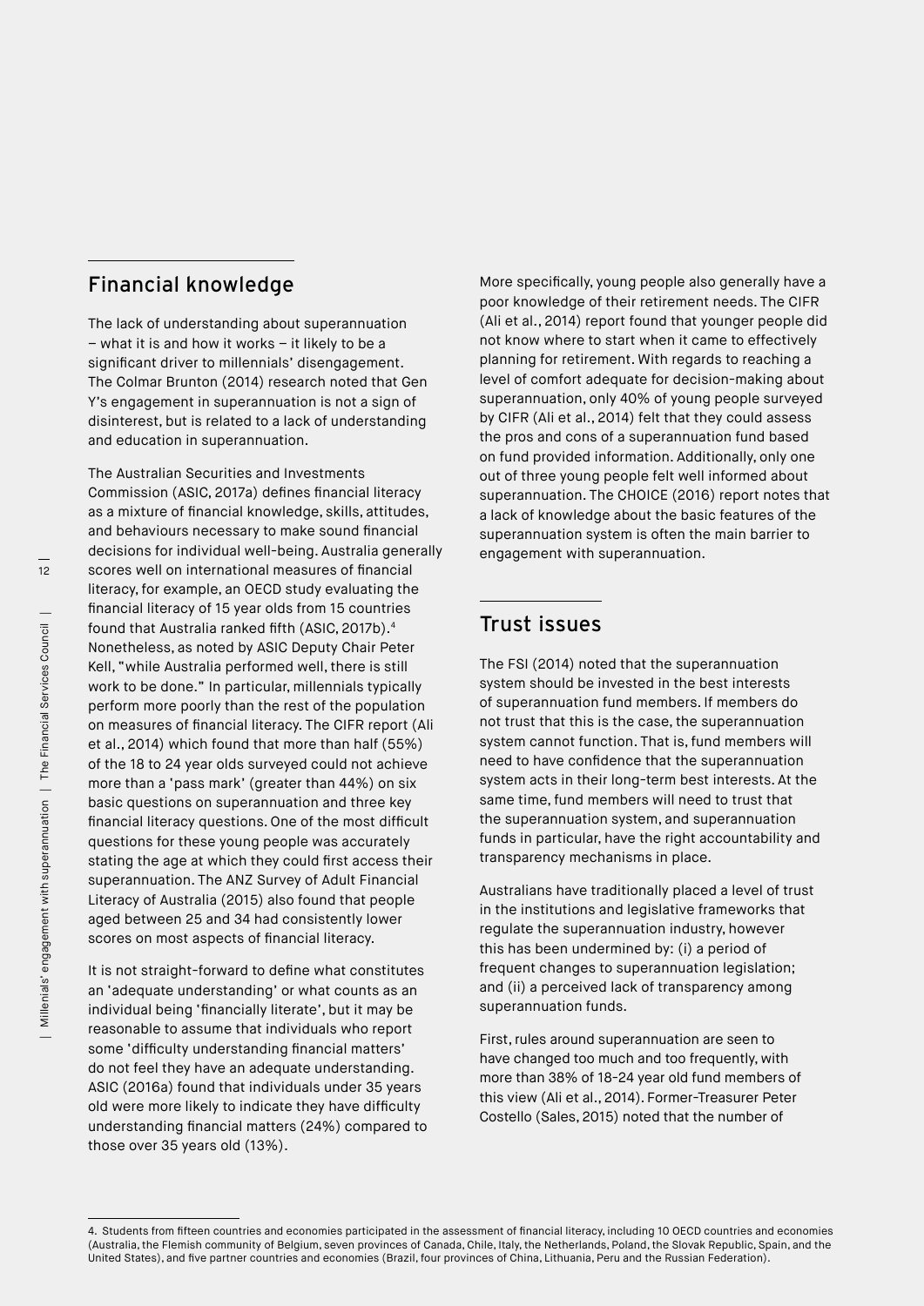## Financial knowledge

The lack of understanding about superannuation – what it is and how it works – it likely to be a significant driver to millennials' disengagement. The Colmar Brunton (2014) research noted that Gen Y's engagement in superannuation is not a sign of disinterest, but is related to a lack of understanding and education in superannuation.

The Australian Securities and Investments Commission (ASIC, 2017a) defines financial literacy as a mixture of financial knowledge, skills, attitudes, and behaviours necessary to make sound financial decisions for individual well-being. Australia generally scores well on international measures of financial literacy, for example, an OECD study evaluating the financial literacy of 15 year olds from 15 countries found that Australia ranked fifth (ASIC, 2017b).[4] Nonetheless, as noted by ASIC Deputy Chair Peter Kell, "while Australia performed well, there is still work to be done." In particular, millennials typically perform more poorly than the rest of the population on measures of financial literacy. The CIFR report (Ali et al., 2014) which found that more than half (55%) of the 18 to 24 year olds surveyed could not achieve more than a 'pass mark' (greater than 44%) on six basic questions on superannuation and three key financial literacy questions. One of the most difficult questions for these young people was accurately stating the age at which they could first access their superannuation. The ANZ Survey of Adult Financial Literacy of Australia (2015) also found that people aged between 25 and 34 had consistently lower scores on most aspects of financial literacy.

It is not straight-forward to define what constitutes an 'adequate understanding' or what counts as an individual being 'financially literate', but it may be reasonable to assume that individuals who report some 'difficulty understanding financial matters' do not feel they have an adequate understanding. ASIC (2016a) found that individuals under 35 years old were more likely to indicate they have difficulty understanding financial matters (24%) compared to those over 35 years old (13%).

More specifically, young people also generally have a poor knowledge of their retirement needs. The CIFR (Ali et al., 2014) report found that younger people did not know where to start when it came to effectively planning for retirement. With regards to reaching a level of comfort adequate for decision-making about superannuation, only 40% of young people surveyed by CIFR (Ali et al., 2014) felt that they could assess the pros and cons of a superannuation fund based on fund provided information. Additionally, only one out of three young people felt well informed about superannuation. The CHOICE (2016) report notes that a lack of knowledge about the basic features of the superannuation system is often the main barrier to engagement with superannuation.

## Trust issues

The FSI (2014) noted that the superannuation system should be invested in the best interests of superannuation fund members. If members do not trust that this is the case, the superannuation system cannot function. That is, fund members will need to have confidence that the superannuation system acts in their long-term best interests. At the same time, fund members will need to trust that the superannuation system, and superannuation funds in particular, have the right accountability and transparency mechanisms in place.

Australians have traditionally placed a level of trust in the institutions and legislative frameworks that regulate the superannuation industry, however this has been undermined by: (i) a period of frequent changes to superannuation legislation; and (ii) a perceived lack of transparency among superannuation funds.

First, rules around superannuation are seen to have changed too much and too frequently, with more than 38% of 18-24 year old fund members of this view (Ali et al., 2014). Former-Treasurer Peter Costello (Sales, 2015) noted that the number of

---

4. Students from fifteen countries and economies participated in the assessment of financial literacy, including 10 OECD countries and economies (Australia, the Flemish community of Belgium, seven provinces of Canada, Chile, Italy, the Netherlands, Poland, the Slovak Republic, Spain, and the United States), and five partner countries and economies (Brazil, four provinces of China, Lithuania, Peru and the Russian Federation).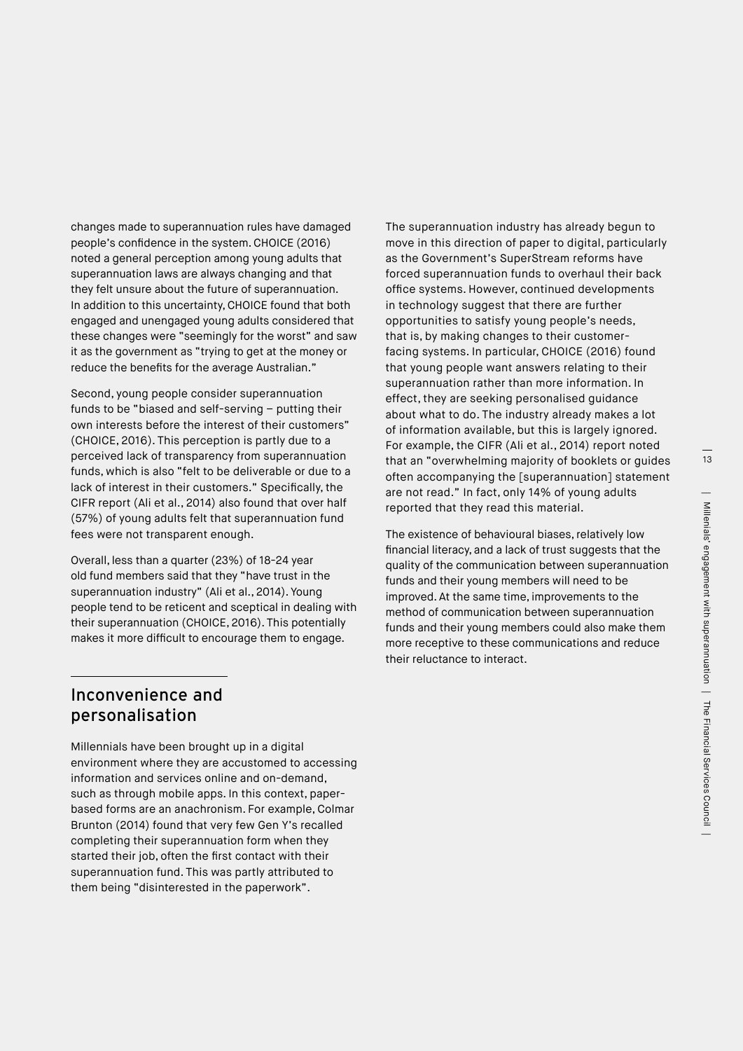changes made to superannuation rules have damaged people's confidence in the system. CHOICE (2016) noted a general perception among young adults that superannuation laws are always changing and that they felt unsure about the future of superannuation. In addition to this uncertainty, CHOICE found that both engaged and unengaged young adults considered that these changes were "seemingly for the worst" and saw it as the government as "trying to get at the money or reduce the benefits for the average Australian."

Second, young people consider superannuation funds to be "biased and self-serving – putting their own interests before the interest of their customers" (CHOICE, 2016). This perception is partly due to a perceived lack of transparency from superannuation funds, which is also "felt to be deliverable or due to a lack of interest in their customers." Specifically, the CIFR report (Ali et al., 2014) also found that over half (57%) of young adults felt that superannuation fund fees were not transparent enough.

Overall, less than a quarter (23%) of 18-24 year old fund members said that they "have trust in the superannuation industry" (Ali et al., 2014). Young people tend to be reticent and sceptical in dealing with their superannuation (CHOICE, 2016). This potentially makes it more difficult to encourage them to engage.

## Inconvenience and personalisation

Millennials have been brought up in a digital environment where they are accustomed to accessing information and services online and on-demand, such as through mobile apps. In this context, paper-based forms are an anachronism. For example, Colmar Brunton (2014) found that very few Gen Y's recalled completing their superannuation form when they started their job, often the first contact with their superannuation fund. This was partly attributed to them being "disinterested in the paperwork".

The superannuation industry has already begun to move in this direction of paper to digital, particularly as the Government's SuperStream reforms have forced superannuation funds to overhaul their back office systems. However, continued developments in technology suggest that there are further opportunities to satisfy young people's needs, that is, by making changes to their customer-facing systems. In particular, CHOICE (2016) found that young people want answers relating to their superannuation rather than more information. In effect, they are seeking personalised guidance about what to do. The industry already makes a lot of information available, but this is largely ignored. For example, the CIFR (Ali et al., 2014) report noted that an "overwhelming majority of booklets or guides often accompanying the [superannuation] statement are not read." In fact, only 14% of young adults reported that they read this material.

The existence of behavioural biases, relatively low financial literacy, and a lack of trust suggests that the quality of the communication between superannuation funds and their young members will need to be improved. At the same time, improvements to the method of communication between superannuation funds and their young members could also make them more receptive to these communications and reduce their reluctance to interact.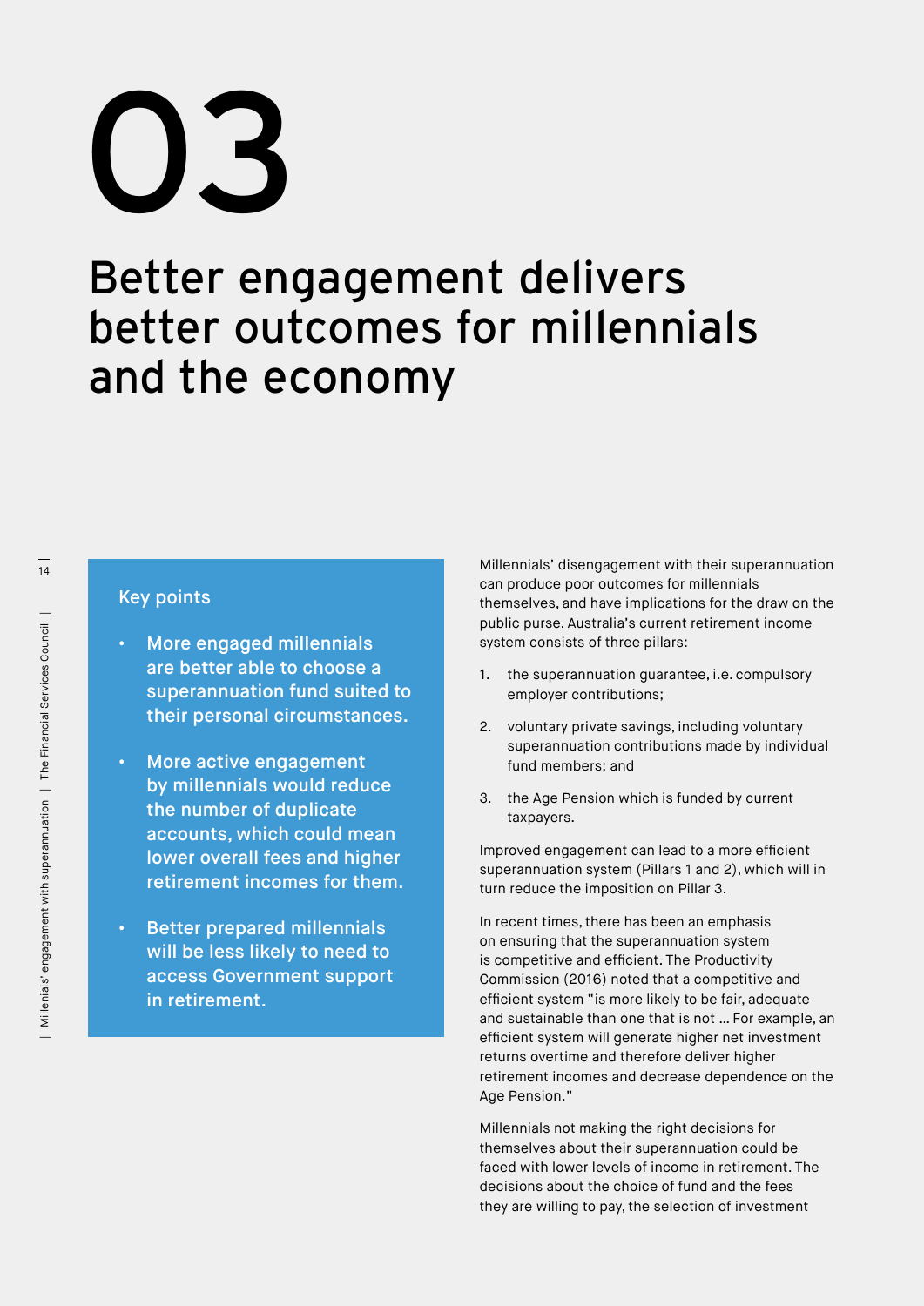# 03

# Better engagement delivers better outcomes for millennials and the economy

## Key points

- **More engaged millennials are better able to choose a superannuation fund suited to their personal circumstances.**
- **More active engagement by millennials would reduce the number of duplicate accounts, which could mean lower overall fees and higher retirement incomes for them.**
- **Better prepared millennials will be less likely to need to access Government support in retirement.**

Millennials' disengagement with their superannuation can produce poor outcomes for millennials themselves, and have implications for the draw on the public purse. Australia's current retirement income system consists of three pillars:

1. the superannuation guarantee, i.e. compulsory employer contributions;
2. voluntary private savings, including voluntary superannuation contributions made by individual fund members; and
3. the Age Pension which is funded by current taxpayers.

Improved engagement can lead to a more efficient superannuation system (Pillars 1 and 2), which will in turn reduce the imposition on Pillar 3.

In recent times, there has been an emphasis on ensuring that the superannuation system is competitive and efficient. The Productivity Commission (2016) noted that a competitive and efficient system "is more likely to be fair, adequate and sustainable than one that is not ... For example, an efficient system will generate higher net investment returns overtime and therefore deliver higher retirement incomes and decrease dependence on the Age Pension."

Millennials not making the right decisions for themselves about their superannuation could be faced with lower levels of income in retirement. The decisions about the choice of fund and the fees they are willing to pay, the selection of investment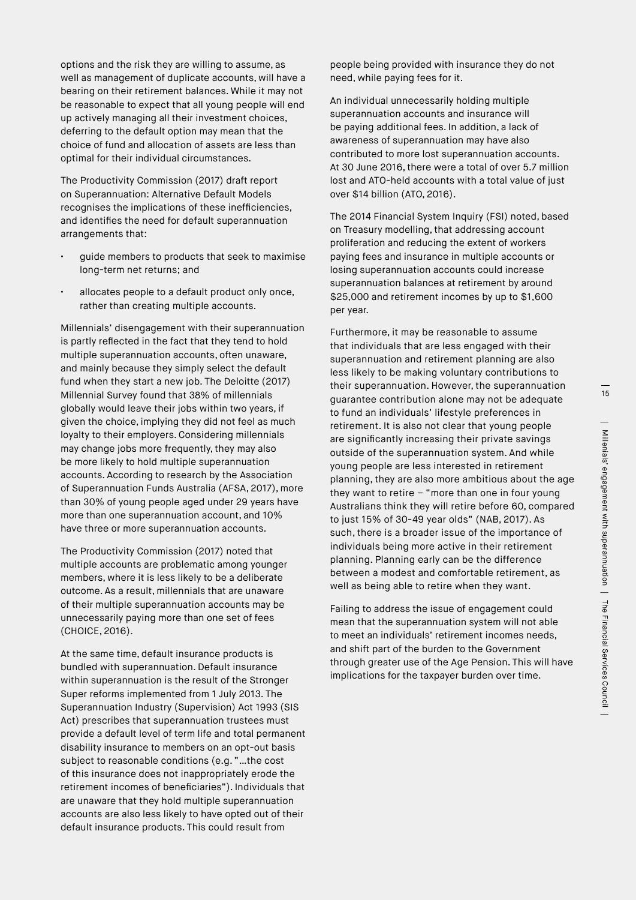options and the risk they are willing to assume, as well as management of duplicate accounts, will have a bearing on their retirement balances. While it may not be reasonable to expect that all young people will end up actively managing all their investment choices, deferring to the default option may mean that the choice of fund and allocation of assets are less than optimal for their individual circumstances.

The Productivity Commission (2017) draft report on Superannuation: Alternative Default Models recognises the implications of these inefficiencies, and identifies the need for default superannuation arrangements that:

- guide members to products that seek to maximise long-term net returns; and
- allocates people to a default product only once, rather than creating multiple accounts.

Millennials' disengagement with their superannuation is partly reflected in the fact that they tend to hold multiple superannuation accounts, often unaware, and mainly because they simply select the default fund when they start a new job. The Deloitte (2017) Millennial Survey found that 38% of millennials globally would leave their jobs within two years, if given the choice, implying they did not feel as much loyalty to their employers. Considering millennials may change jobs more frequently, they may also be more likely to hold multiple superannuation accounts. According to research by the Association of Superannuation Funds Australia (AFSA, 2017), more than 30% of young people aged under 29 years have more than one superannuation account, and 10% have three or more superannuation accounts.

The Productivity Commission (2017) noted that multiple accounts are problematic among younger members, where it is less likely to be a deliberate outcome. As a result, millennials that are unaware of their multiple superannuation accounts may be unnecessarily paying more than one set of fees (CHOICE, 2016).

At the same time, default insurance products is bundled with superannuation. Default insurance within superannuation is the result of the Stronger Super reforms implemented from 1 July 2013. The Superannuation Industry (Supervision) Act 1993 (SIS Act) prescribes that superannuation trustees must provide a default level of term life and total permanent disability insurance to members on an opt-out basis subject to reasonable conditions (e.g. "…the cost of this insurance does not inappropriately erode the retirement incomes of beneficiaries"). Individuals that are unaware that they hold multiple superannuation accounts are also less likely to have opted out of their default insurance products. This could result from people being provided with insurance they do not need, while paying fees for it.

An individual unnecessarily holding multiple superannuation accounts and insurance will be paying additional fees. In addition, a lack of awareness of superannuation may have also contributed to more lost superannuation accounts. At 30 June 2016, there were a total of over 5.7 million lost and ATO-held accounts with a total value of just over $14 billion (ATO, 2016).

The 2014 Financial System Inquiry (FSI) noted, based on Treasury modelling, that addressing account proliferation and reducing the extent of workers paying fees and insurance in multiple accounts or losing superannuation accounts could increase superannuation balances at retirement by around $25,000 and retirement incomes by up to $1,600 per year.

Furthermore, it may be reasonable to assume that individuals that are less engaged with their superannuation and retirement planning are also less likely to be making voluntary contributions to their superannuation. However, the superannuation guarantee contribution alone may not be adequate to fund an individuals' lifestyle preferences in retirement. It is also not clear that young people are significantly increasing their private savings outside of the superannuation system. And while young people are less interested in retirement planning, they are also more ambitious about the age they want to retire – "more than one in four young Australians think they will retire before 60, compared to just 15% of 30-49 year olds" (NAB, 2017). As such, there is a broader issue of the importance of individuals being more active in their retirement planning. Planning early can be the difference between a modest and comfortable retirement, as well as being able to retire when they want.

Failing to address the issue of engagement could mean that the superannuation system will not able to meet an individuals' retirement incomes needs, and shift part of the burden to the Government through greater use of the Age Pension. This will have implications for the taxpayer burden over time.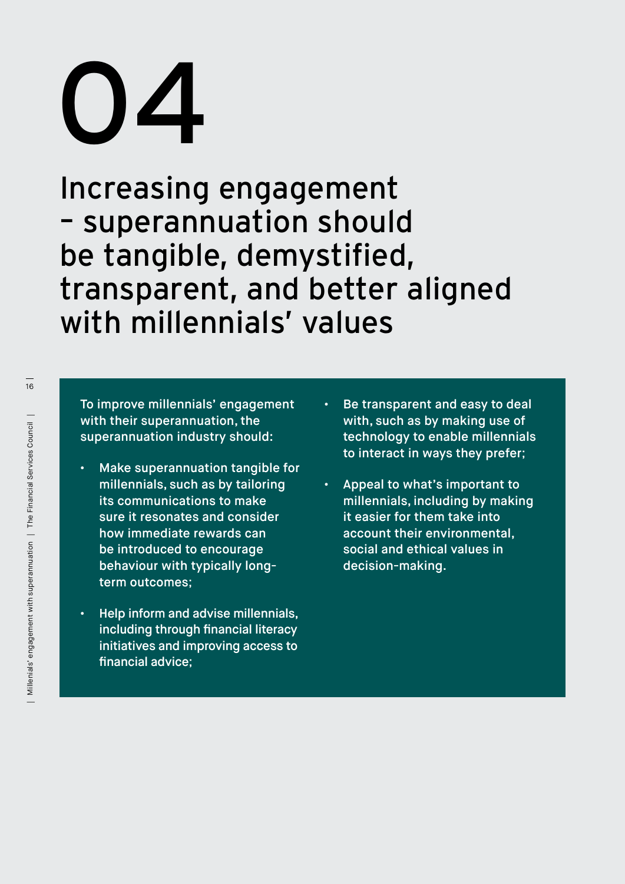# 04

# Increasing engagement – superannuation should be tangible, demystified, transparent, and better aligned with millennials' values

**To improve millennials' engagement with their superannuation, the superannuation industry should:**

- **Make superannuation tangible for millennials, such as by tailoring its communications to make sure it resonates and consider how immediate rewards can be introduced to encourage behaviour with typically long-term outcomes;**
- **Help inform and advise millennials, including through financial literacy initiatives and improving access to financial advice;**
- **Be transparent and easy to deal with, such as by making use of technology to enable millennials to interact in ways they prefer;**
- **Appeal to what's important to millennials, including by making it easier for them take into account their environmental, social and ethical values in decision-making.**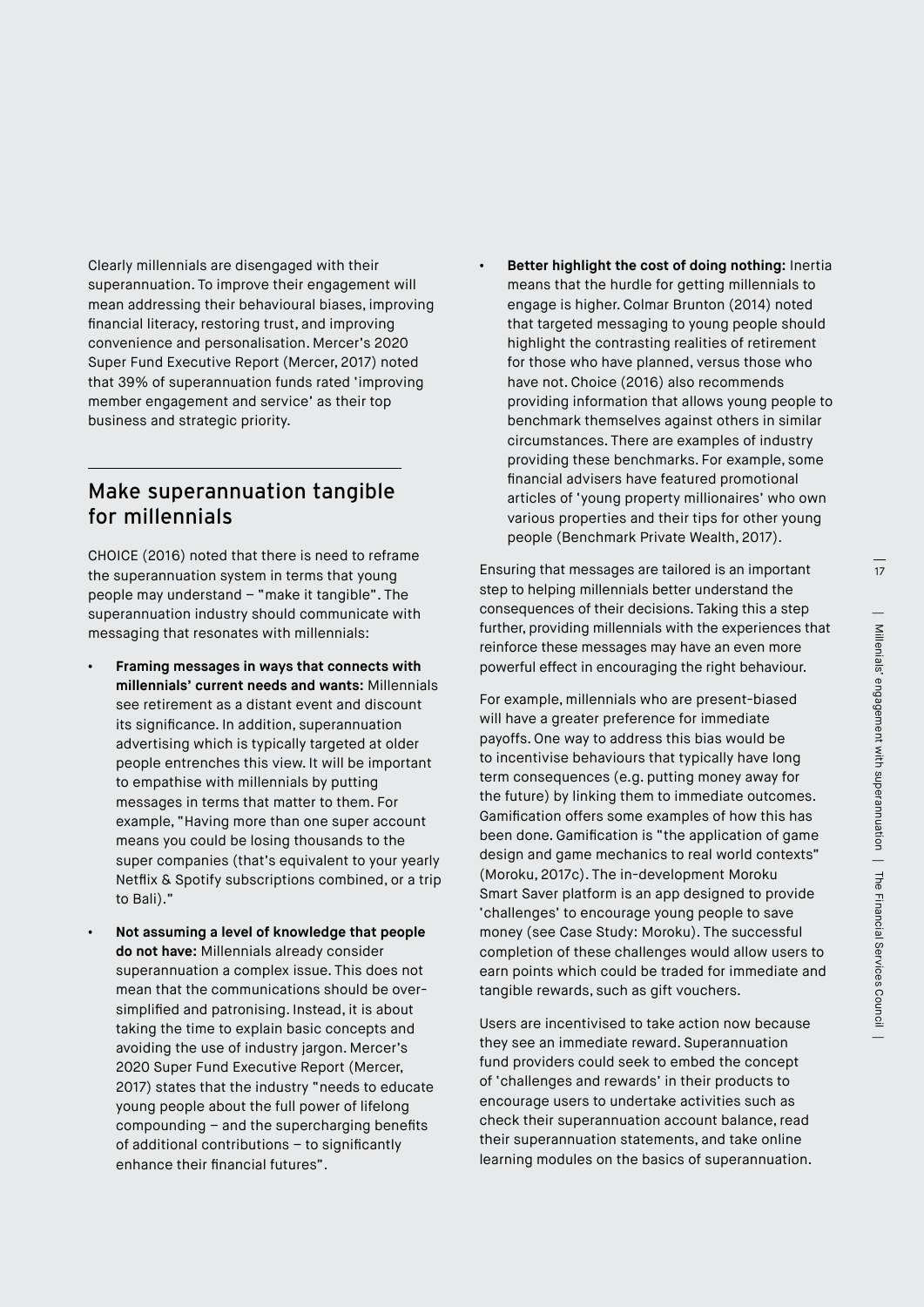Clearly millennials are disengaged with their superannuation. To improve their engagement will mean addressing their behavioural biases, improving financial literacy, restoring trust, and improving convenience and personalisation. Mercer's 2020 Super Fund Executive Report (Mercer, 2017) noted that 39% of superannuation funds rated 'improving member engagement and service' as their top business and strategic priority.

## Make superannuation tangible for millennials

CHOICE (2016) noted that there is need to reframe the superannuation system in terms that young people may understand – "make it tangible". The superannuation industry should communicate with messaging that resonates with millennials:

- **Framing messages in ways that connects with millennials' current needs and wants:** Millennials see retirement as a distant event and discount its significance. In addition, superannuation advertising which is typically targeted at older people entrenches this view. It will be important to empathise with millennials by putting messages in terms that matter to them. For example, "Having more than one super account means you could be losing thousands to the super companies (that's equivalent to your yearly Netflix & Spotify subscriptions combined, or a trip to Bali)."
- **Not assuming a level of knowledge that people do not have:** Millennials already consider superannuation a complex issue. This does not mean that the communications should be over-simplified and patronising. Instead, it is about taking the time to explain basic concepts and avoiding the use of industry jargon. Mercer's 2020 Super Fund Executive Report (Mercer, 2017) states that the industry "needs to educate young people about the full power of lifelong compounding – and the supercharging benefits of additional contributions – to significantly enhance their financial futures".
- **Better highlight the cost of doing nothing:** Inertia means that the hurdle for getting millennials to engage is higher. Colmar Brunton (2014) noted that targeted messaging to young people should highlight the contrasting realities of retirement for those who have planned, versus those who have not. Choice (2016) also recommends providing information that allows young people to benchmark themselves against others in similar circumstances. There are examples of industry providing these benchmarks. For example, some financial advisers have featured promotional articles of 'young property millionaires' who own various properties and their tips for other young people (Benchmark Private Wealth, 2017).

Ensuring that messages are tailored is an important step to helping millennials better understand the consequences of their decisions. Taking this a step further, providing millennials with the experiences that reinforce these messages may have an even more powerful effect in encouraging the right behaviour.

For example, millennials who are present-biased will have a greater preference for immediate payoffs. One way to address this bias would be to incentivise behaviours that typically have long term consequences (e.g. putting money away for the future) by linking them to immediate outcomes. Gamification offers some examples of how this has been done. Gamification is "the application of game design and game mechanics to real world contexts" (Moroku, 2017c). The in-development Moroku Smart Saver platform is an app designed to provide 'challenges' to encourage young people to save money (see Case Study: Moroku). The successful completion of these challenges would allow users to earn points which could be traded for immediate and tangible rewards, such as gift vouchers.

Users are incentivised to take action now because they see an immediate reward. Superannuation fund providers could seek to embed the concept of 'challenges and rewards' in their products to encourage users to undertake activities such as check their superannuation account balance, read their superannuation statements, and take online learning modules on the basics of superannuation.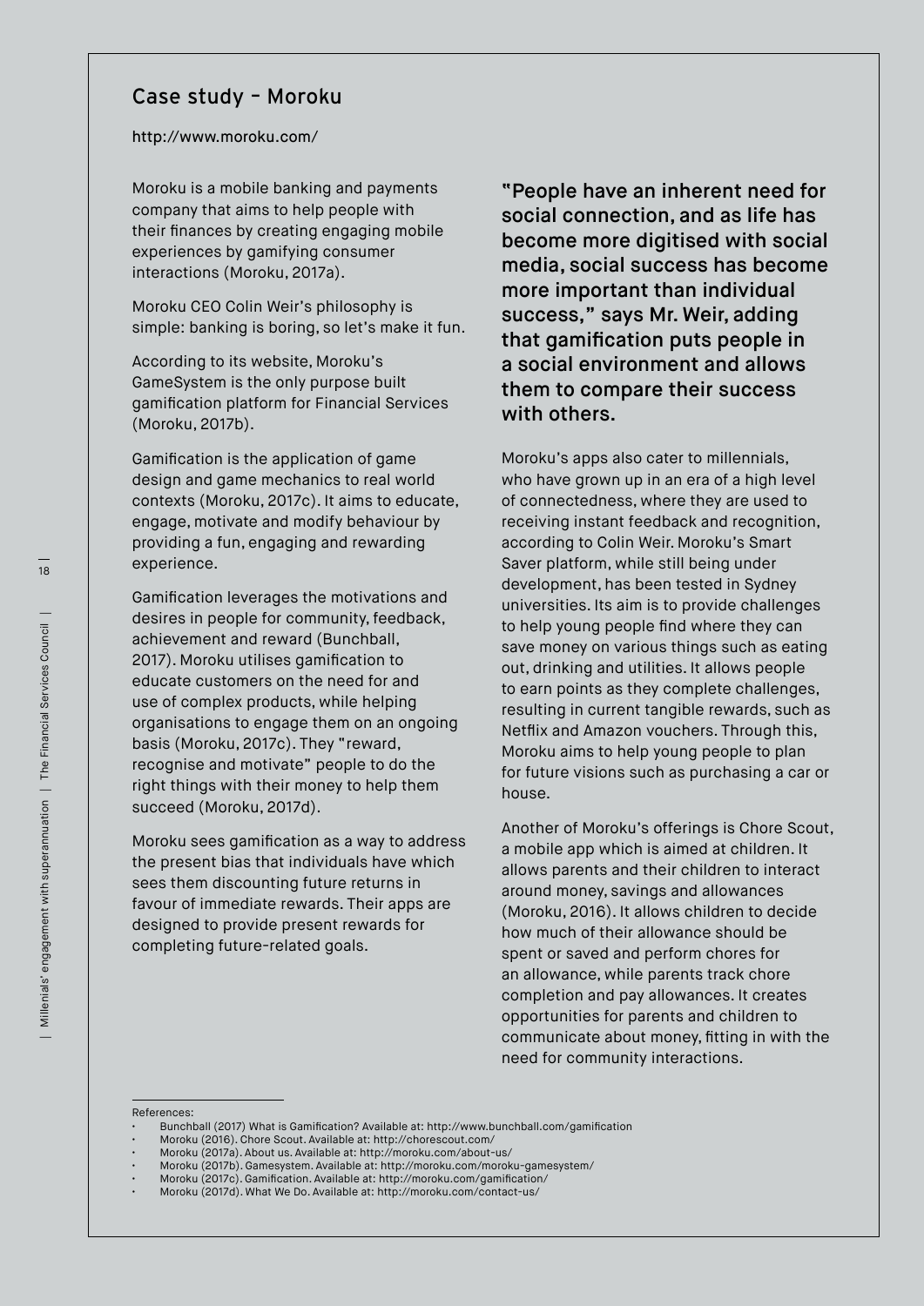## Case study – Moroku

http://www.moroku.com/

Moroku is a mobile banking and payments company that aims to help people with their finances by creating engaging mobile experiences by gamifying consumer interactions (Moroku, 2017a).

Moroku CEO Colin Weir's philosophy is simple: banking is boring, so let's make it fun.

According to its website, Moroku's GameSystem is the only purpose built gamification platform for Financial Services (Moroku, 2017b).

Gamification is the application of game design and game mechanics to real world contexts (Moroku, 2017c). It aims to educate, engage, motivate and modify behaviour by providing a fun, engaging and rewarding experience.

Gamification leverages the motivations and desires in people for community, feedback, achievement and reward (Bunchball, 2017). Moroku utilises gamification to educate customers on the need for and use of complex products, while helping organisations to engage them on an ongoing basis (Moroku, 2017c). They "reward, recognise and motivate" people to do the right things with their money to help them succeed (Moroku, 2017d).

Moroku sees gamification as a way to address the present bias that individuals have which sees them discounting future returns in favour of immediate rewards. Their apps are designed to provide present rewards for completing future-related goals.

**"People have an inherent need for social connection, and as life has become more digitised with social media, social success has become more important than individual success," says Mr. Weir, adding that gamification puts people in a social environment and allows them to compare their success with others.**

Moroku's apps also cater to millennials, who have grown up in an era of a high level of connectedness, where they are used to receiving instant feedback and recognition, according to Colin Weir. Moroku's Smart Saver platform, while still being under development, has been tested in Sydney universities. Its aim is to provide challenges to help young people find where they can save money on various things such as eating out, drinking and utilities. It allows people to earn points as they complete challenges, resulting in current tangible rewards, such as Netflix and Amazon vouchers. Through this, Moroku aims to help young people to plan for future visions such as purchasing a car or house.

Another of Moroku's offerings is Chore Scout, a mobile app which is aimed at children. It allows parents and their children to interact around money, savings and allowances (Moroku, 2016). It allows children to decide how much of their allowance should be spent or saved and perform chores for an allowance, while parents track chore completion and pay allowances. It creates opportunities for parents and children to communicate about money, fitting in with the need for community interactions.

References:

- Bunchball (2017) What is Gamification? Available at: http://www.bunchball.com/gamification
- Moroku (2016). Chore Scout. Available at: http://chorescout.com/
- Moroku (2017a). About us. Available at: http://moroku.com/about-us/
- Moroku (2017b). Gamesystem. Available at: http://moroku.com/moroku-gamesystem/
- Moroku (2017c). Gamification. Available at: http://moroku.com/gamification/
- Moroku (2017d). What We Do. Available at: http://moroku.com/contact-us/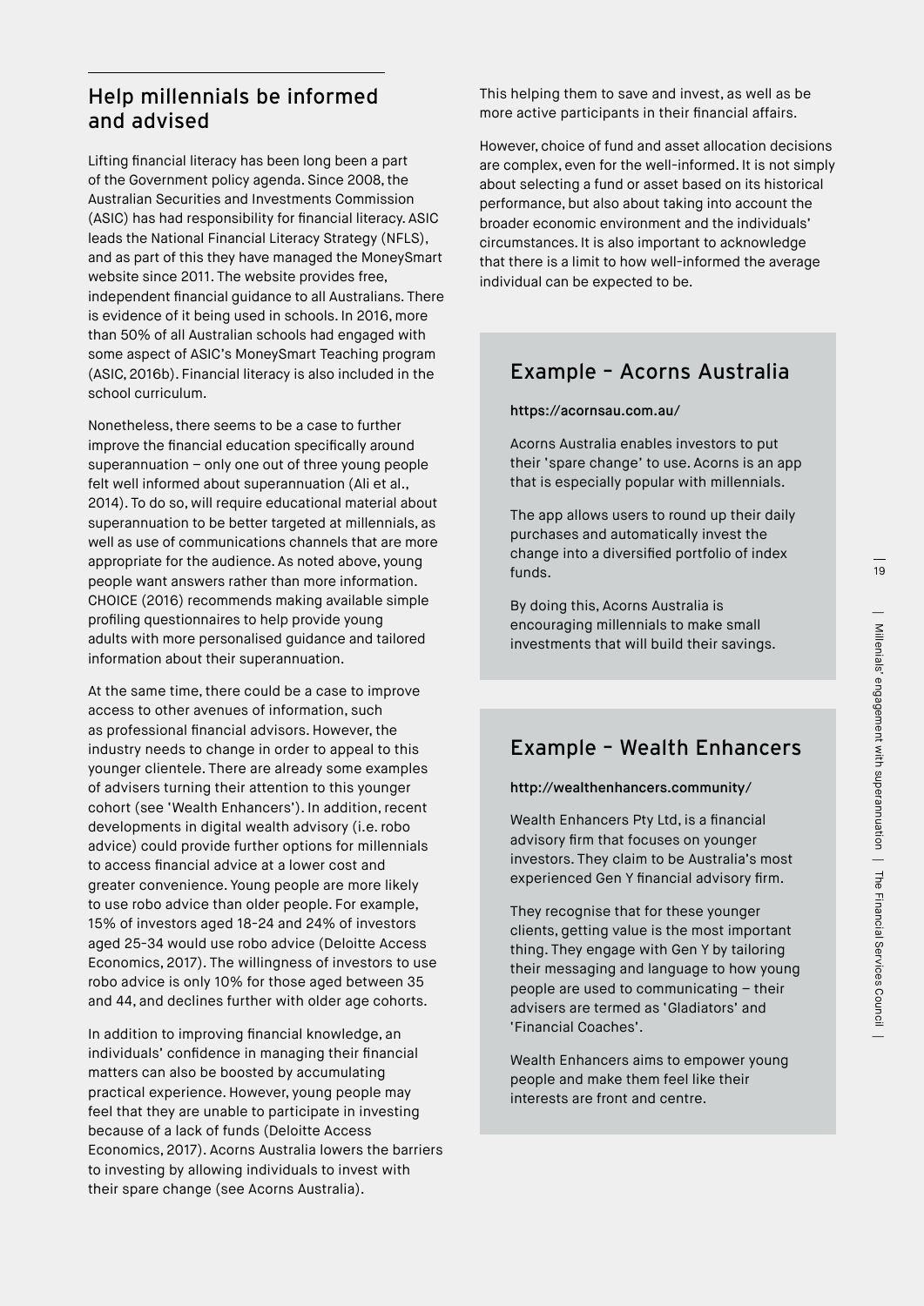## Help millennials be informed and advised

Lifting financial literacy has been long been a part of the Government policy agenda. Since 2008, the Australian Securities and Investments Commission (ASIC) has had responsibility for financial literacy. ASIC leads the National Financial Literacy Strategy (NFLS), and as part of this they have managed the MoneySmart website since 2011. The website provides free, independent financial guidance to all Australians. There is evidence of it being used in schools. In 2016, more than 50% of all Australian schools had engaged with some aspect of ASIC's MoneySmart Teaching program (ASIC, 2016b). Financial literacy is also included in the school curriculum.

Nonetheless, there seems to be a case to further improve the financial education specifically around superannuation – only one out of three young people felt well informed about superannuation (Ali et al., 2014). To do so, will require educational material about superannuation to be better targeted at millennials, as well as use of communications channels that are more appropriate for the audience. As noted above, young people want answers rather than more information. CHOICE (2016) recommends making available simple profiling questionnaires to help provide young adults with more personalised guidance and tailored information about their superannuation.

At the same time, there could be a case to improve access to other avenues of information, such as professional financial advisors. However, the industry needs to change in order to appeal to this younger clientele. There are already some examples of advisers turning their attention to this younger cohort (see 'Wealth Enhancers'). In addition, recent developments in digital wealth advisory (i.e. robo advice) could provide further options for millennials to access financial advice at a lower cost and greater convenience. Young people are more likely to use robo advice than older people. For example, 15% of investors aged 18-24 and 24% of investors aged 25-34 would use robo advice (Deloitte Access Economics, 2017). The willingness of investors to use robo advice is only 10% for those aged between 35 and 44, and declines further with older age cohorts.

In addition to improving financial knowledge, an individuals' confidence in managing their financial matters can also be boosted by accumulating practical experience. However, young people may feel that they are unable to participate in investing because of a lack of funds (Deloitte Access Economics, 2017). Acorns Australia lowers the barriers to investing by allowing individuals to invest with their spare change (see Acorns Australia).

This helping them to save and invest, as well as be more active participants in their financial affairs.

However, choice of fund and asset allocation decisions are complex, even for the well-informed. It is not simply about selecting a fund or asset based on its historical performance, but also about taking into account the broader economic environment and the individuals' circumstances. It is also important to acknowledge that there is a limit to how well-informed the average individual can be expected to be.

### Example – Acorns Australia

**https://acornsau.com.au/**

Acorns Australia enables investors to put their 'spare change' to use. Acorns is an app that is especially popular with millennials.

The app allows users to round up their daily purchases and automatically invest the change into a diversified portfolio of index funds.

By doing this, Acorns Australia is encouraging millennials to make small investments that will build their savings.

### Example – Wealth Enhancers

**http://wealthenhancers.community/**

Wealth Enhancers Pty Ltd, is a financial advisory firm that focuses on younger investors. They claim to be Australia's most experienced Gen Y financial advisory firm.

They recognise that for these younger clients, getting value is the most important thing. They engage with Gen Y by tailoring their messaging and language to how young people are used to communicating – their advisers are termed as 'Gladiators' and 'Financial Coaches'.

Wealth Enhancers aims to empower young people and make them feel like their interests are front and centre.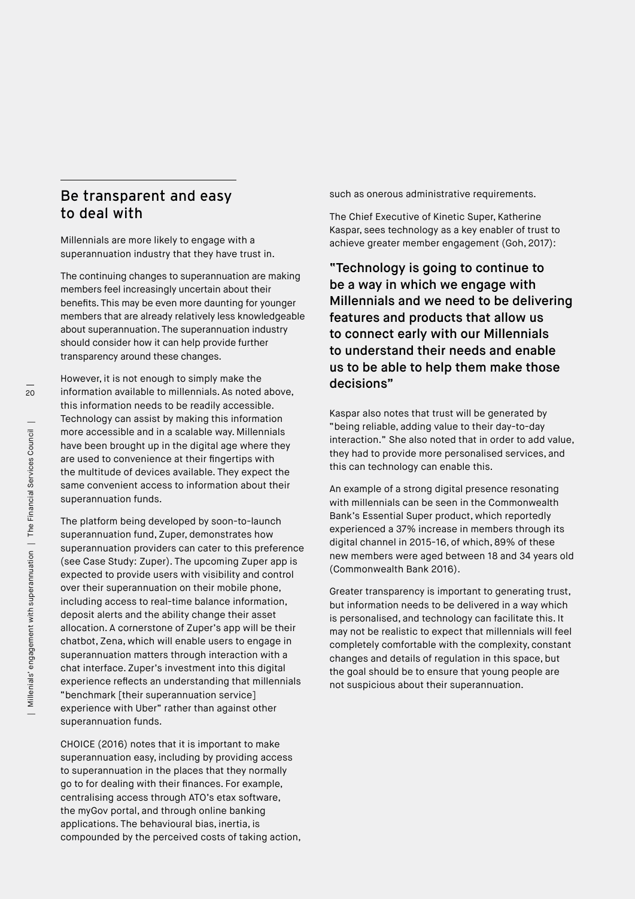## Be transparent and easy to deal with

Millennials are more likely to engage with a superannuation industry that they have trust in.

The continuing changes to superannuation are making members feel increasingly uncertain about their benefits. This may be even more daunting for younger members that are already relatively less knowledgeable about superannuation. The superannuation industry should consider how it can help provide further transparency around these changes.

However, it is not enough to simply make the information available to millennials. As noted above, this information needs to be readily accessible. Technology can assist by making this information more accessible and in a scalable way. Millennials have been brought up in the digital age where they are used to convenience at their fingertips with the multitude of devices available. They expect the same convenient access to information about their superannuation funds.

The platform being developed by soon-to-launch superannuation fund, Zuper, demonstrates how superannuation providers can cater to this preference (see Case Study: Zuper). The upcoming Zuper app is expected to provide users with visibility and control over their superannuation on their mobile phone, including access to real-time balance information, deposit alerts and the ability change their asset allocation. A cornerstone of Zuper's app will be their chatbot, Zena, which will enable users to engage in superannuation matters through interaction with a chat interface. Zuper's investment into this digital experience reflects an understanding that millennials "benchmark [their superannuation service] experience with Uber" rather than against other superannuation funds.

CHOICE (2016) notes that it is important to make superannuation easy, including by providing access to superannuation in the places that they normally go to for dealing with their finances. For example, centralising access through ATO's etax software, the myGov portal, and through online banking applications. The behavioural bias, inertia, is compounded by the perceived costs of taking action, such as onerous administrative requirements.

The Chief Executive of Kinetic Super, Katherine Kaspar, sees technology as a key enabler of trust to achieve greater member engagement (Goh, 2017):

**"Technology is going to continue to be a way in which we engage with Millennials and we need to be delivering features and products that allow us to connect early with our Millennials to understand their needs and enable us to be able to help them make those decisions"**

Kaspar also notes that trust will be generated by "being reliable, adding value to their day-to-day interaction." She also noted that in order to add value, they had to provide more personalised services, and this can technology can enable this.

An example of a strong digital presence resonating with millennials can be seen in the Commonwealth Bank's Essential Super product, which reportedly experienced a 37% increase in members through its digital channel in 2015-16, of which, 89% of these new members were aged between 18 and 34 years old (Commonwealth Bank 2016).

Greater transparency is important to generating trust, but information needs to be delivered in a way which is personalised, and technology can facilitate this. It may not be realistic to expect that millennials will feel completely comfortable with the complexity, constant changes and details of regulation in this space, but the goal should be to ensure that young people are not suspicious about their superannuation.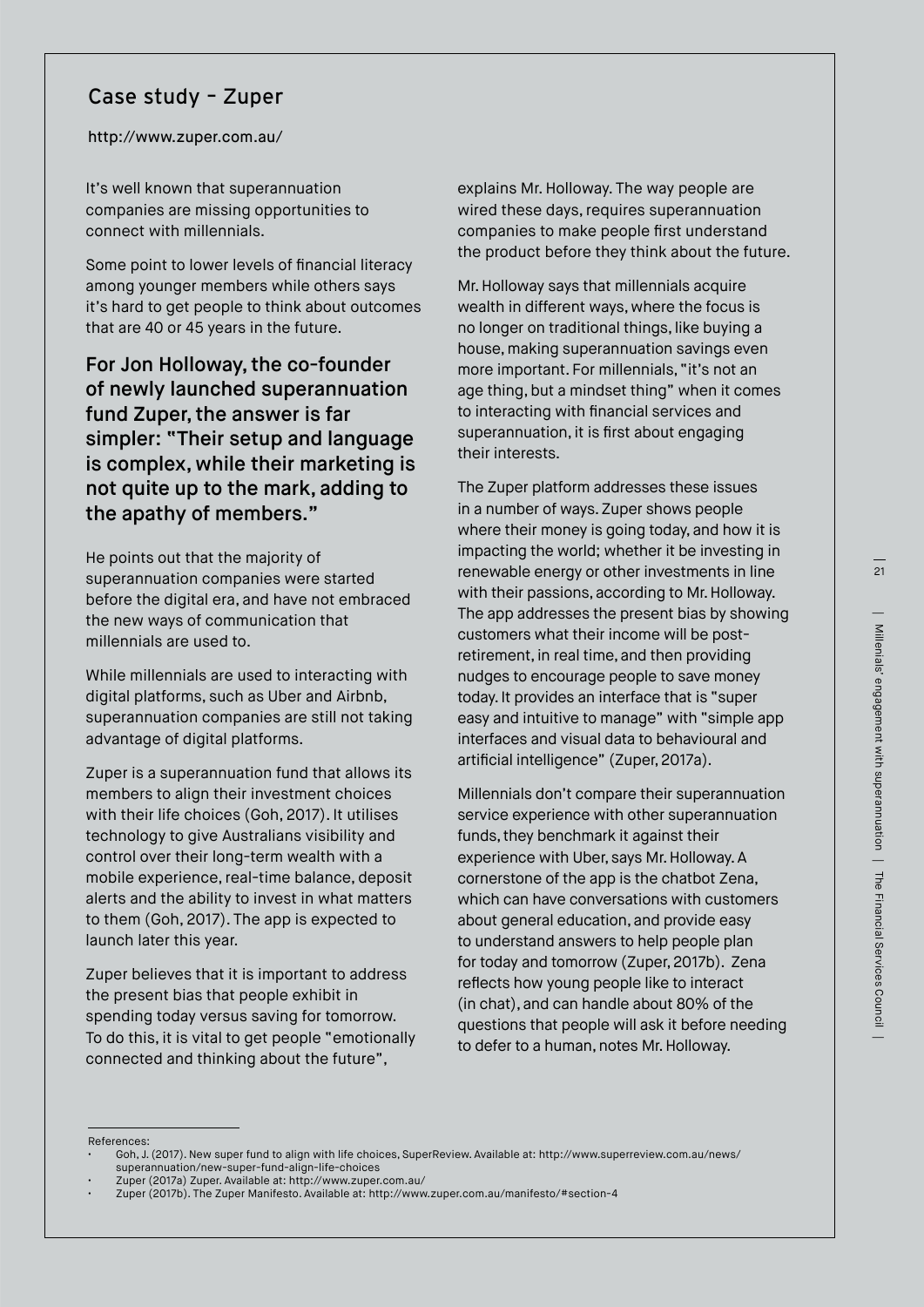## Case study – Zuper

http://www.zuper.com.au/

It's well known that superannuation companies are missing opportunities to connect with millennials.

Some point to lower levels of financial literacy among younger members while others says it's hard to get people to think about outcomes that are 40 or 45 years in the future.

**For Jon Holloway, the co-founder of newly launched superannuation fund Zuper, the answer is far simpler: "Their setup and language is complex, while their marketing is not quite up to the mark, adding to the apathy of members."**

He points out that the majority of superannuation companies were started before the digital era, and have not embraced the new ways of communication that millennials are used to.

While millennials are used to interacting with digital platforms, such as Uber and Airbnb, superannuation companies are still not taking advantage of digital platforms.

Zuper is a superannuation fund that allows its members to align their investment choices with their life choices (Goh, 2017). It utilises technology to give Australians visibility and control over their long-term wealth with a mobile experience, real-time balance, deposit alerts and the ability to invest in what matters to them (Goh, 2017). The app is expected to launch later this year.

Zuper believes that it is important to address the present bias that people exhibit in spending today versus saving for tomorrow. To do this, it is vital to get people "emotionally connected and thinking about the future", explains Mr. Holloway. The way people are wired these days, requires superannuation companies to make people first understand the product before they think about the future.

Mr. Holloway says that millennials acquire wealth in different ways, where the focus is no longer on traditional things, like buying a house, making superannuation savings even more important. For millennials, "it's not an age thing, but a mindset thing" when it comes to interacting with financial services and superannuation, it is first about engaging their interests.

The Zuper platform addresses these issues in a number of ways. Zuper shows people where their money is going today, and how it is impacting the world; whether it be investing in renewable energy or other investments in line with their passions, according to Mr. Holloway. The app addresses the present bias by showing customers what their income will be post-retirement, in real time, and then providing nudges to encourage people to save money today. It provides an interface that is "super easy and intuitive to manage" with "simple app interfaces and visual data to behavioural and artificial intelligence" (Zuper, 2017a).

Millennials don't compare their superannuation service experience with other superannuation funds, they benchmark it against their experience with Uber, says Mr. Holloway. A cornerstone of the app is the chatbot Zena, which can have conversations with customers about general education, and provide easy to understand answers to help people plan for today and tomorrow (Zuper, 2017b). Zena reflects how young people like to interact (in chat), and can handle about 80% of the questions that people will ask it before needing to defer to a human, notes Mr. Holloway.

References:

- Goh, J. (2017). New super fund to align with life choices, SuperReview. Available at: http://www.superreview.com.au/news/superannuation/new-super-fund-align-life-choices
- Zuper (2017a) Zuper. Available at: http://www.zuper.com.au/
- Zuper (2017b). The Zuper Manifesto. Available at: http://www.zuper.com.au/manifesto/#section-4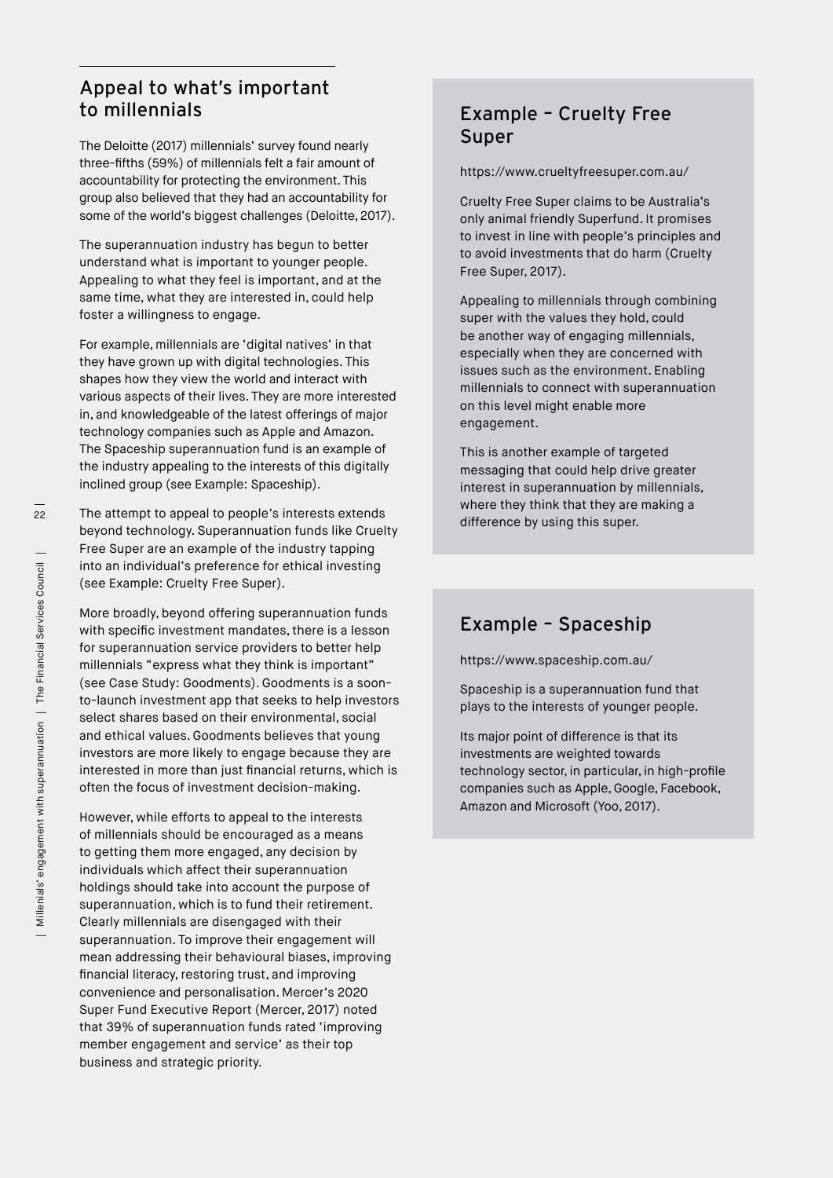## Appeal to what's important to millennials

The Deloitte (2017) millennials' survey found nearly three-fifths (59%) of millennials felt a fair amount of accountability for protecting the environment. This group also believed that they had an accountability for some of the world's biggest challenges (Deloitte, 2017).

The superannuation industry has begun to better understand what is important to younger people. Appealing to what they feel is important, and at the same time, what they are interested in, could help foster a willingness to engage.

For example, millennials are 'digital natives' in that they have grown up with digital technologies. This shapes how they view the world and interact with various aspects of their lives. They are more interested in, and knowledgeable of the latest offerings of major technology companies such as Apple and Amazon. The Spaceship superannuation fund is an example of the industry appealing to the interests of this digitally inclined group (see Example: Spaceship).

The attempt to appeal to people's interests extends beyond technology. Superannuation funds like Cruelty Free Super are an example of the industry tapping into an individual's preference for ethical investing (see Example: Cruelty Free Super).

More broadly, beyond offering superannuation funds with specific investment mandates, there is a lesson for superannuation service providers to better help millennials "express what they think is important" (see Case Study: Goodments). Goodments is a soon-to-launch investment app that seeks to help investors select shares based on their environmental, social and ethical values. Goodments believes that young investors are more likely to engage because they are interested in more than just financial returns, which is often the focus of investment decision-making.

However, while efforts to appeal to the interests of millennials should be encouraged as a means to getting them more engaged, any decision by individuals which affect their superannuation holdings should take into account the purpose of superannuation, which is to fund their retirement. Clearly millennials are disengaged with their superannuation. To improve their engagement will mean addressing their behavioural biases, improving financial literacy, restoring trust, and improving convenience and personalisation. Mercer's 2020 Super Fund Executive Report (Mercer, 2017) noted that 39% of superannuation funds rated 'improving member engagement and service' as their top business and strategic priority.

## Example – Cruelty Free Super

https://www.crueltyfreesuper.com.au/

Cruelty Free Super claims to be Australia's only animal friendly Superfund. It promises to invest in line with people's principles and to avoid investments that do harm (Cruelty Free Super, 2017).

Appealing to millennials through combining super with the values they hold, could be another way of engaging millennials, especially when they are concerned with issues such as the environment. Enabling millennials to connect with superannuation on this level might enable more engagement.

This is another example of targeted messaging that could help drive greater interest in superannuation by millennials, where they think that they are making a difference by using this super.

## Example – Spaceship

https://www.spaceship.com.au/

Spaceship is a superannuation fund that plays to the interests of younger people.

Its major point of difference is that its investments are weighted towards technology sector, in particular, in high-profile companies such as Apple, Google, Facebook, Amazon and Microsoft (Yoo, 2017).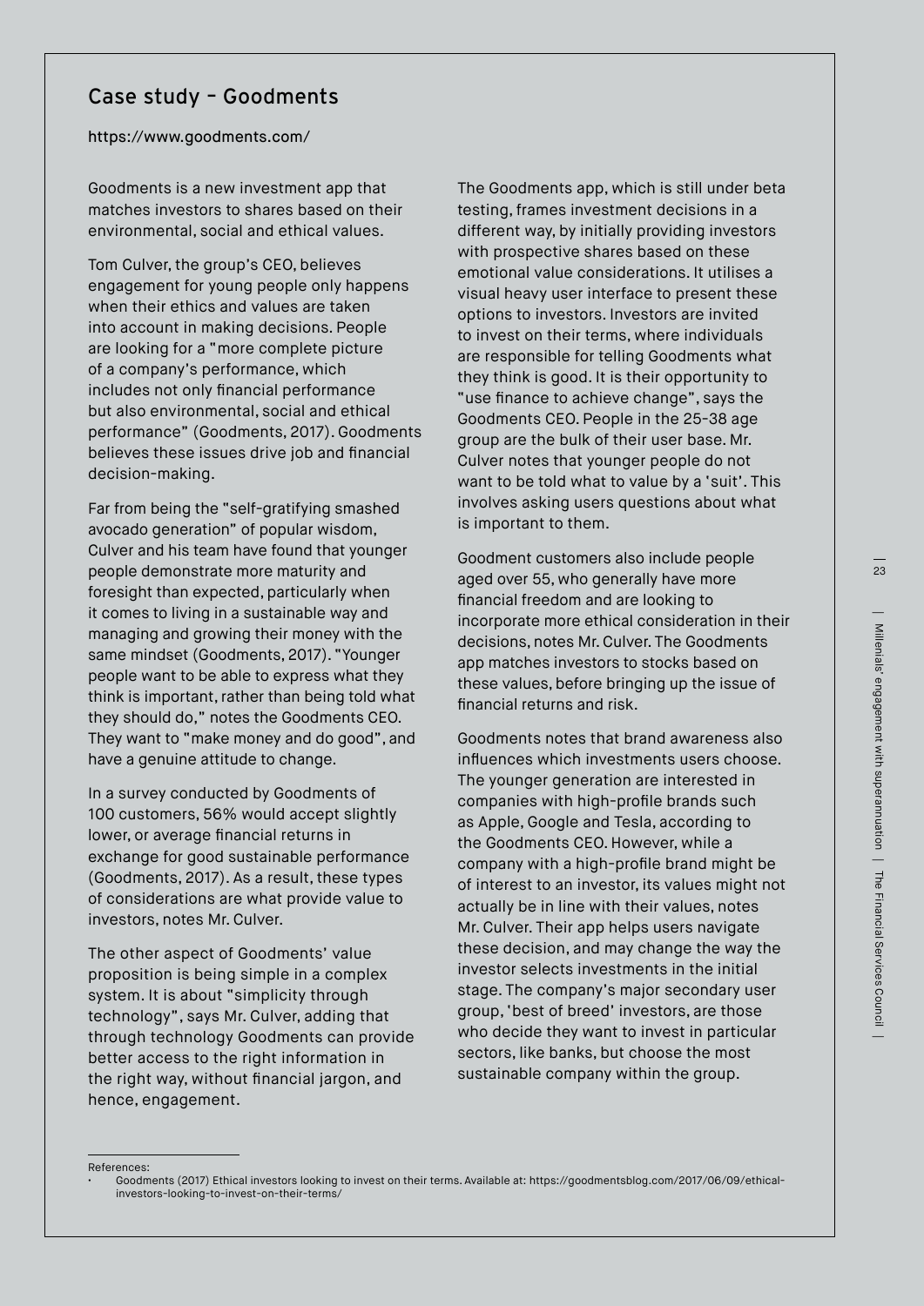## Case study – Goodments

https://www.goodments.com/

Goodments is a new investment app that matches investors to shares based on their environmental, social and ethical values.

Tom Culver, the group's CEO, believes engagement for young people only happens when their ethics and values are taken into account in making decisions. People are looking for a "more complete picture of a company's performance, which includes not only financial performance but also environmental, social and ethical performance" (Goodments, 2017). Goodments believes these issues drive job and financial decision-making.

Far from being the "self-gratifying smashed avocado generation" of popular wisdom, Culver and his team have found that younger people demonstrate more maturity and foresight than expected, particularly when it comes to living in a sustainable way and managing and growing their money with the same mindset (Goodments, 2017). "Younger people want to be able to express what they think is important, rather than being told what they should do," notes the Goodments CEO. They want to "make money and do good", and have a genuine attitude to change.

In a survey conducted by Goodments of 100 customers, 56% would accept slightly lower, or average financial returns in exchange for good sustainable performance (Goodments, 2017). As a result, these types of considerations are what provide value to investors, notes Mr. Culver.

The other aspect of Goodments' value proposition is being simple in a complex system. It is about "simplicity through technology", says Mr. Culver, adding that through technology Goodments can provide better access to the right information in the right way, without financial jargon, and hence, engagement.

The Goodments app, which is still under beta testing, frames investment decisions in a different way, by initially providing investors with prospective shares based on these emotional value considerations. It utilises a visual heavy user interface to present these options to investors. Investors are invited to invest on their terms, where individuals are responsible for telling Goodments what they think is good. It is their opportunity to "use finance to achieve change", says the Goodments CEO. People in the 25-38 age group are the bulk of their user base. Mr. Culver notes that younger people do not want to be told what to value by a 'suit'. This involves asking users questions about what is important to them.

Goodment customers also include people aged over 55, who generally have more financial freedom and are looking to incorporate more ethical consideration in their decisions, notes Mr. Culver. The Goodments app matches investors to stocks based on these values, before bringing up the issue of financial returns and risk.

Goodments notes that brand awareness also influences which investments users choose. The younger generation are interested in companies with high-profile brands such as Apple, Google and Tesla, according to the Goodments CEO. However, while a company with a high-profile brand might be of interest to an investor, its values might not actually be in line with their values, notes Mr. Culver. Their app helps users navigate these decision, and may change the way the investor selects investments in the initial stage. The company's major secondary user group, 'best of breed' investors, are those who decide they want to invest in particular sectors, like banks, but choose the most sustainable company within the group.

References:

- Goodments (2017) Ethical investors looking to invest on their terms. Available at: https://goodmentsblog.com/2017/06/09/ethical-investors-looking-to-invest-on-their-terms/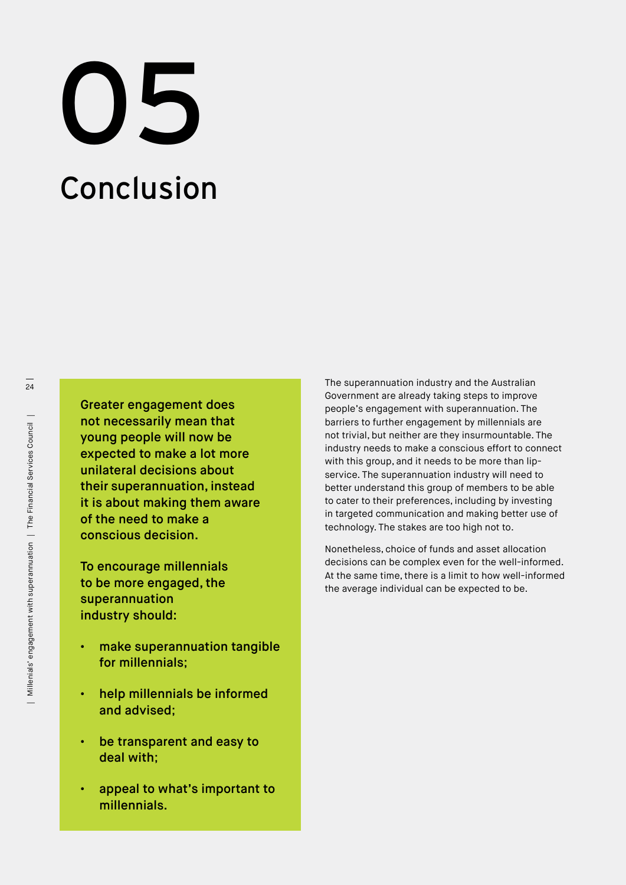# 05 Conclusion

**Greater engagement does not necessarily mean that young people will now be expected to make a lot more unilateral decisions about their superannuation, instead it is about making them aware of the need to make a conscious decision.**

**To encourage millennials to be more engaged, the superannuation industry should:**

- **make superannuation tangible for millennials;**
- **help millennials be informed and advised;**
- **be transparent and easy to deal with;**
- **appeal to what's important to millennials.**

The superannuation industry and the Australian Government are already taking steps to improve people's engagement with superannuation. The barriers to further engagement by millennials are not trivial, but neither are they insurmountable. The industry needs to make a conscious effort to connect with this group, and it needs to be more than lip-service. The superannuation industry will need to better understand this group of members to be able to cater to their preferences, including by investing in targeted communication and making better use of technology. The stakes are too high not to.

Nonetheless, choice of funds and asset allocation decisions can be complex even for the well-informed. At the same time, there is a limit to how well-informed the average individual can be expected to be.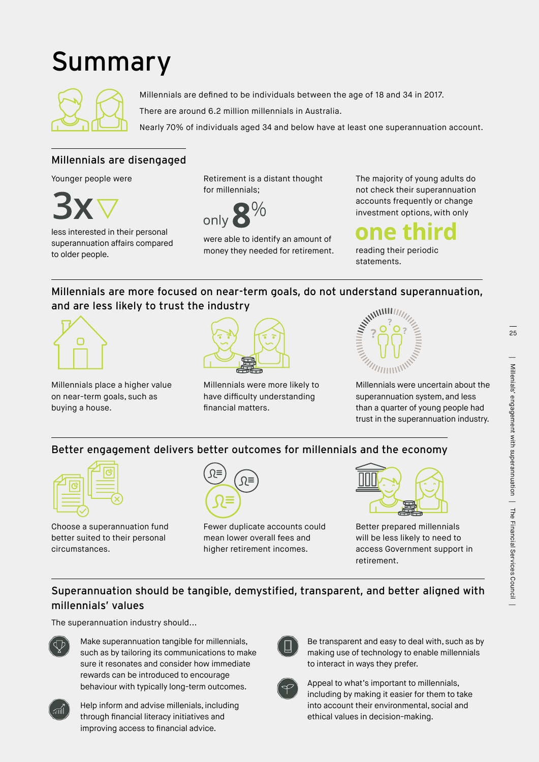# Summary

Millennials are defined to be individuals between the age of 18 and 34 in 2017.

There are around 6.2 million millennials in Australia.

Nearly 70% of individuals aged 34 and below have at least one superannuation account.

## Millennials are disengaged

Younger people were **3x** less interested in their personal superannuation affairs compared to older people.

Retirement is a distant thought for millennials; only **8%** were able to identify an amount of money they needed for retirement.

The majority of young adults do not check their superannuation accounts frequently or change investment options, with only **one third** reading their periodic statements.

## Millennials are more focused on near-term goals, do not understand superannuation, and are less likely to trust the industry

Millennials place a higher value on near-term goals, such as buying a house.

Millennials were more likely to have difficulty understanding financial matters.

Millennials were uncertain about the superannuation system, and less than a quarter of young people had trust in the superannuation industry.

## Better engagement delivers better outcomes for millennials and the economy

Choose a superannuation fund better suited to their personal circumstances.

Fewer duplicate accounts could mean lower overall fees and higher retirement incomes.

Better prepared millennials will be less likely to need to access Government support in retirement.

## Superannuation should be tangible, demystified, transparent, and better aligned with millennials' values

The superannuation industry should...

- Make superannuation tangible for millennials, such as by tailoring its communications to make sure it resonates and consider how immediate rewards can be introduced to encourage behaviour with typically long-term outcomes.
- Help inform and advise millenials, including through financial literacy initiatives and improving access to financial advice.
- Be transparent and easy to deal with, such as by making use of technology to enable millennials to interact in ways they prefer.
- Appeal to what's important to millennials, including by making it easier for them to take into account their environmental, social and ethical values in decision-making.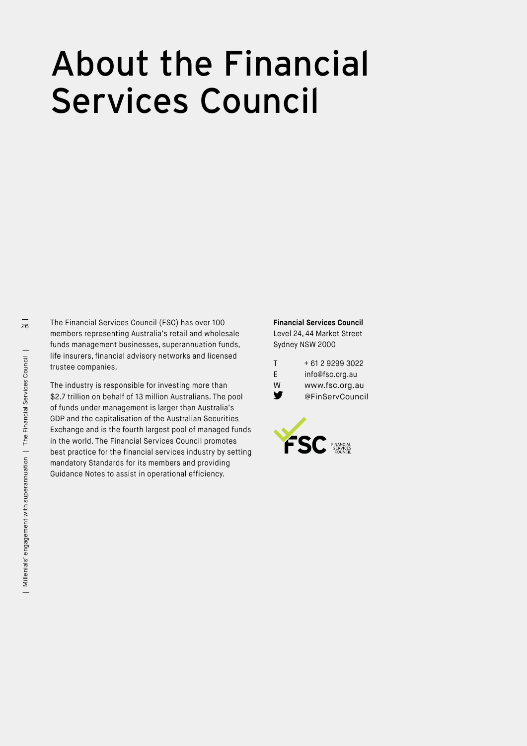# About the Financial Services Council

The Financial Services Council (FSC) has over 100 members representing Australia's retail and wholesale funds management businesses, superannuation funds, life insurers, financial advisory networks and licensed trustee companies.

The industry is responsible for investing more than $2.7 trillion on behalf of 13 million Australians. The pool of funds under management is larger than Australia's GDP and the capitalisation of the Australian Securities Exchange and is the fourth largest pool of managed funds in the world. The Financial Services Council promotes best practice for the financial services industry by setting mandatory Standards for its members and providing Guidance Notes to assist in operational efficiency.

**Financial Services Council**
Level 24, 44 Market Street
Sydney NSW 2000

T + 61 2 9299 3022
E info@fsc.org.au
W www.fsc.org.au
@FinServCouncil

FSC FINANCIAL SERVICES COUNCIL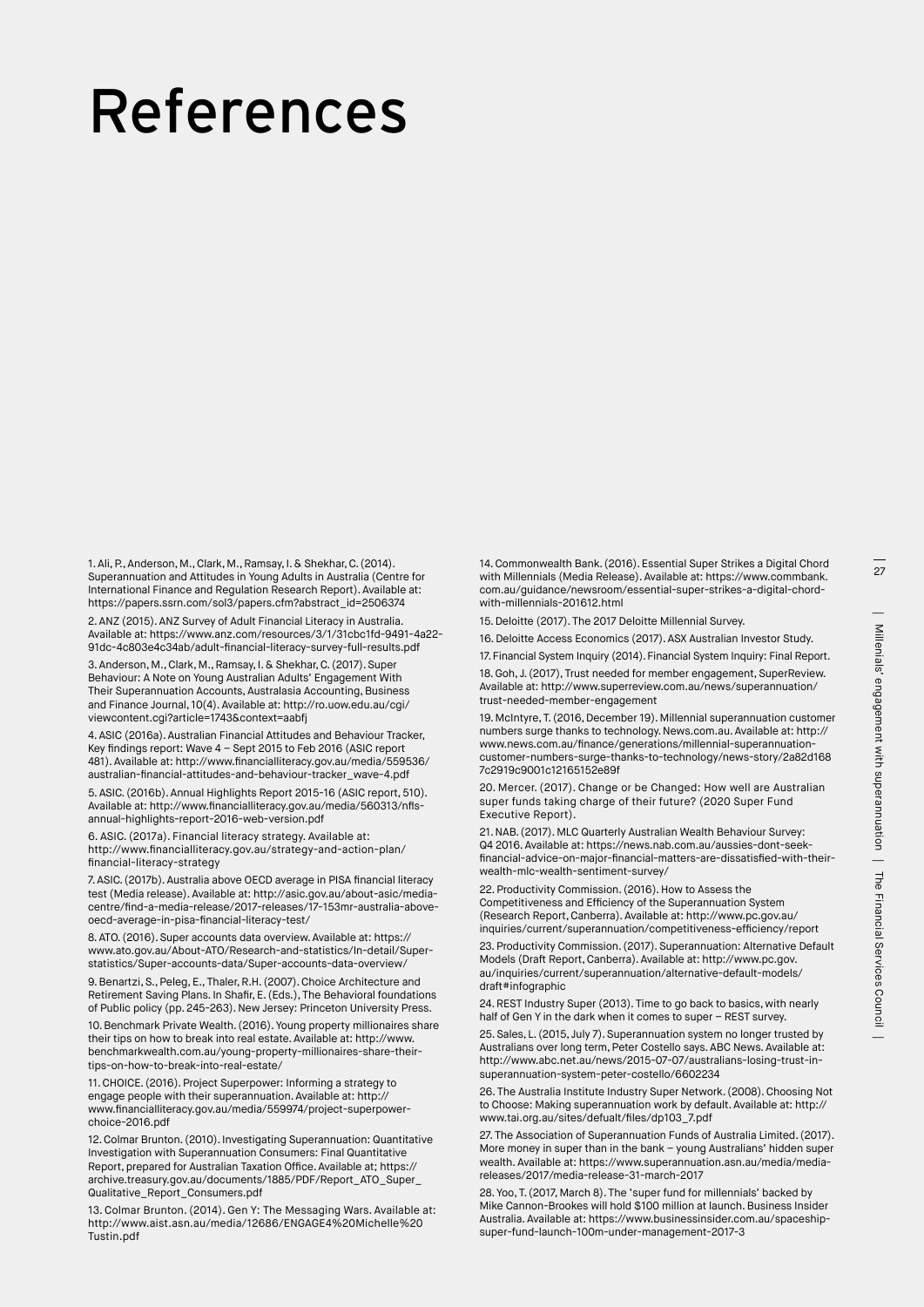# References

1. Ali, P., Anderson, M., Clark, M., Ramsay, I. & Shekhar, C. (2014). Superannuation and Attitudes in Young Adults in Australia (Centre for International Finance and Regulation Research Report). Available at: https://papers.ssrn.com/sol3/papers.cfm?abstract_id=2506374

2. ANZ (2015). ANZ Survey of Adult Financial Literacy in Australia. Available at: https://www.anz.com/resources/3/1/31cbc1fd-9491-4a22-91dc-4c803e4c34ab/adult-financial-literacy-survey-full-results.pdf

3. Anderson, M., Clark, M., Ramsay, I. & Shekhar, C. (2017). Super Behaviour: A Note on Young Australian Adults' Engagement With Their Superannuation Accounts, Australasia Accounting, Business and Finance Journal, 10(4). Available at: http://ro.uow.edu.au/cgi/viewcontent.cgi?article=1743&context=aabfj

4. ASIC (2016a). Australian Financial Attitudes and Behaviour Tracker, Key findings report: Wave 4 – Sept 2015 to Feb 2016 (ASIC report 481). Available at: http://www.financialliteracy.gov.au/media/559536/australian-financial-attitudes-and-behaviour-tracker_wave-4.pdf

5. ASIC. (2016b). Annual Highlights Report 2015-16 (ASIC report, 510). Available at: http://www.financialliteracy.gov.au/media/560313/nfls-annual-highlights-report-2016-web-version.pdf

6. ASIC. (2017a). Financial literacy strategy. Available at: http://www.financialliteracy.gov.au/strategy-and-action-plan/financial-literacy-strategy

7. ASIC. (2017b). Australia above OECD average in PISA financial literacy test (Media release). Available at: http://asic.gov.au/about-asic/media-centre/find-a-media-release/2017-releases/17-153mr-australia-above-oecd-average-in-pisa-financial-literacy-test/

8. ATO. (2016). Super accounts data overview. Available at: https://www.ato.gov.au/About-ATO/Research-and-statistics/In-detail/Super-statistics/Super-accounts-data/Super-accounts-data-overview/

9. Benartzi, S., Peleg, E., Thaler, R.H. (2007). Choice Architecture and Retirement Saving Plans. In Shafir, E. (Eds.), The Behavioral foundations of Public policy (pp. 245-263). New Jersey: Princeton University Press.

10. Benchmark Private Wealth. (2016). Young property millionaires share their tips on how to break into real estate. Available at: http://www.benchmarkwealth.com.au/young-property-millionaires-share-their-tips-on-how-to-break-into-real-estate/

11. CHOICE. (2016). Project Superpower: Informing a strategy to engage people with their superannuation. Available at: http://www.financialliteracy.gov.au/media/559974/project-superpower-choice-2016.pdf

12. Colmar Brunton. (2010). Investigating Superannuation: Quantitative Investigation with Superannuation Consumers: Final Quantitative Report, prepared for Australian Taxation Office. Available at; https://archive.treasury.gov.au/documents/1885/PDF/Report_ATO_Super_Qualitative_Report_Consumers.pdf

13. Colmar Brunton. (2014). Gen Y: The Messaging Wars. Available at: http://www.aist.asn.au/media/12686/ENGAGE4%20Michelle%20Tustin.pdf

14. Commonwealth Bank. (2016). Essential Super Strikes a Digital Chord with Millennials (Media Release). Available at: https://www.commbank.com.au/guidance/newsroom/essential-super-strikes-a-digital-chord-with-millennials-201612.html

15. Deloitte (2017). The 2017 Deloitte Millennial Survey.

16. Deloitte Access Economics (2017). ASX Australian Investor Study.

17. Financial System Inquiry (2014). Financial System Inquiry: Final Report.

18. Goh, J. (2017), Trust needed for member engagement, SuperReview. Available at: http://www.superreview.com.au/news/superannuation/trust-needed-member-engagement

19. McIntyre, T. (2016, December 19). Millennial superannuation customer numbers surge thanks to technology. News.com.au. Available at: http://www.news.com.au/finance/generations/millennial-superannuation-customer-numbers-surge-thanks-to-technology/news-story/2a82d1687c2919c9001c12165152e89f

20. Mercer. (2017). Change or be Changed: How well are Australian super funds taking charge of their future? (2020 Super Fund Executive Report).

21. NAB. (2017). MLC Quarterly Australian Wealth Behaviour Survey: Q4 2016. Available at: https://news.nab.com.au/aussies-dont-seek-financial-advice-on-major-financial-matters-are-dissatisfied-with-their-wealth-mlc-wealth-sentiment-survey/

22. Productivity Commission. (2016). How to Assess the Competitiveness and Efficiency of the Superannuation System (Research Report, Canberra). Available at: http://www.pc.gov.au/inquiries/current/superannuation/competitiveness-efficiency/report

23. Productivity Commission. (2017). Superannuation: Alternative Default Models (Draft Report, Canberra). Available at: http://www.pc.gov.au/inquiries/current/superannuation/alternative-default-models/draft#infographic

24. REST Industry Super (2013). Time to go back to basics, with nearly half of Gen Y in the dark when it comes to super – REST survey.

25. Sales, L. (2015, July 7). Superannuation system no longer trusted by Australians over long term, Peter Costello says. ABC News. Available at: http://www.abc.net.au/news/2015-07-07/australians-losing-trust-in-superannuation-system-peter-costello/6602234

26. The Australia Institute Industry Super Network. (2008). Choosing Not to Choose: Making superannuation work by default. Available at: http://www.tai.org.au/sites/defualt/files/dp103_7.pdf

27. The Association of Superannuation Funds of Australia Limited. (2017). More money in super than in the bank – young Australians' hidden super wealth. Available at: https://www.superannuation.asn.au/media/media-releases/2017/media-release-31-march-2017

28. Yoo, T. (2017, March 8). The 'super fund for millennials' backed by Mike Cannon-Brookes will hold $100 million at launch. Business Insider Australia. Available at: https://www.businessinsider.com.au/spaceship-super-fund-launch-100m-under-management-2017-3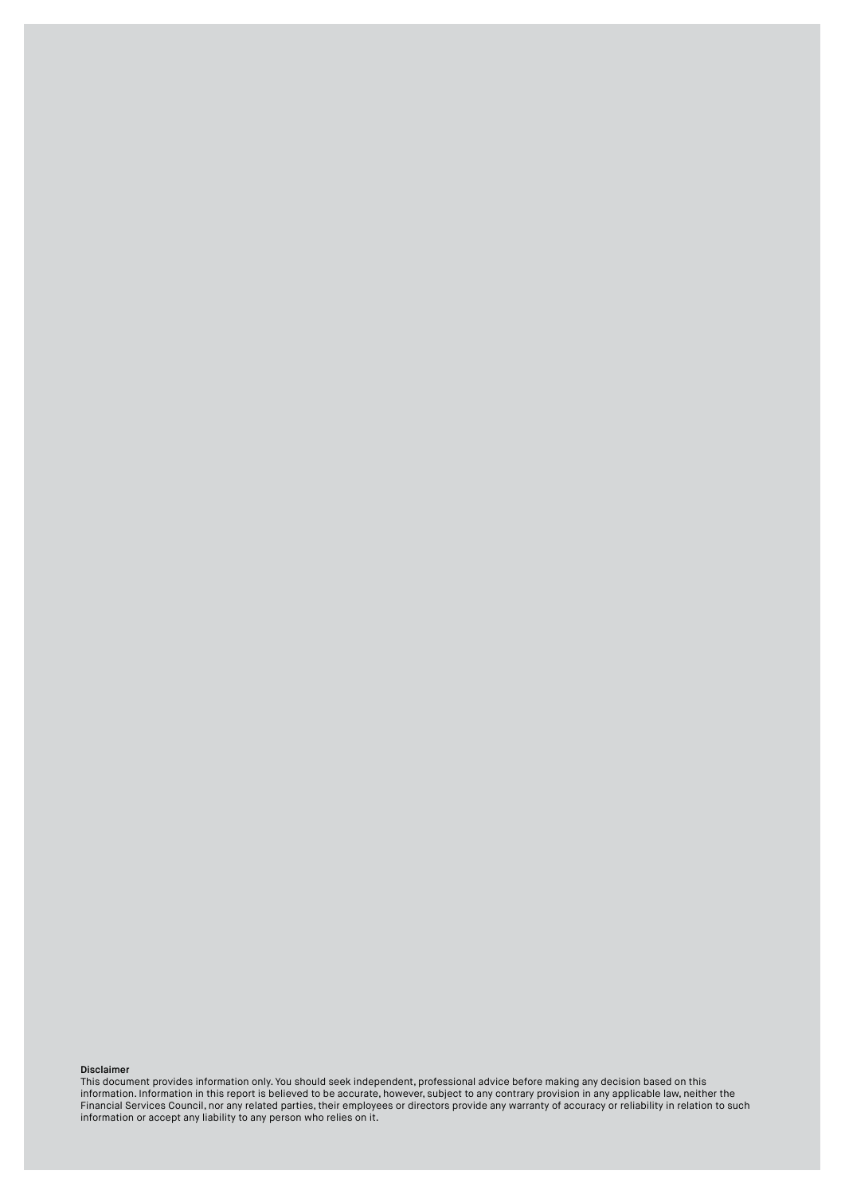**Disclaimer**

This document provides information only. You should seek independent, professional advice before making any decision based on this information. Information in this report is believed to be accurate, however, subject to any contrary provision in any applicable law, neither the Financial Services Council, nor any related parties, their employees or directors provide any warranty of accuracy or reliability in relation to such information or accept any liability to any person who relies on it.